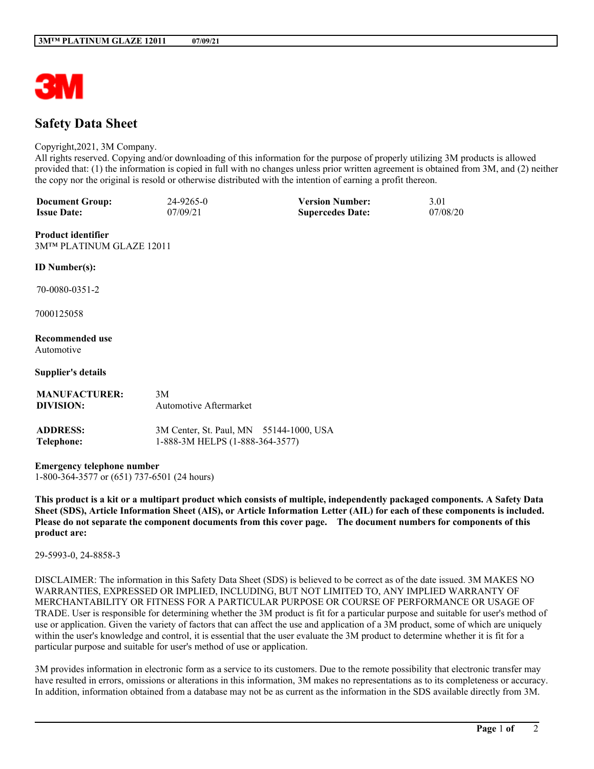# Safety Data Sheet

Copyright,2021, 3M Company.
All rights reserved. Copying and/or downloading of this information for the purpose of properly utilizing 3M products is allowed provided that: (1) the information is copied in full with no changes unless prior written agreement is obtained from 3M, and (2) neither the copy nor the original is resold or otherwise distributed with the intention of earning a profit thereon.

| | | | |
|---|---|---|---|
| **Document Group:** | 24-9265-0 | **Version Number:** | 3.01 |
| **Issue Date:** | 07/09/21 | **Supercedes Date:** | 07/08/20 |

**Product identifier**
3M™ PLATINUM GLAZE 12011

**ID Number(s):**

70-0080-0351-2

7000125058

**Recommended use**
Automotive

**Supplier's details**

| | |
|---|---|
| **MANUFACTURER:** | 3M |
| **DIVISION:** | Automotive Aftermarket |
| **ADDRESS:** | 3M Center, St. Paul, MN 55144-1000, USA |
| **Telephone:** | 1-888-3M HELPS (1-888-364-3577) |

**Emergency telephone number**
1-800-364-3577 or (651) 737-6501 (24 hours)

**This product is a kit or a multipart product which consists of multiple, independently packaged components. A Safety Data Sheet (SDS), Article Information Sheet (AIS), or Article Information Letter (AIL) for each of these components is included. Please do not separate the component documents from this cover page. The document numbers for components of this product are:**

29-5993-0, 24-8858-3

DISCLAIMER: The information in this Safety Data Sheet (SDS) is believed to be correct as of the date issued. 3M MAKES NO WARRANTIES, EXPRESSED OR IMPLIED, INCLUDING, BUT NOT LIMITED TO, ANY IMPLIED WARRANTY OF MERCHANTABILITY OR FITNESS FOR A PARTICULAR PURPOSE OR COURSE OF PERFORMANCE OR USAGE OF TRADE. User is responsible for determining whether the 3M product is fit for a particular purpose and suitable for user's method of use or application. Given the variety of factors that can affect the use and application of a 3M product, some of which are uniquely within the user's knowledge and control, it is essential that the user evaluate the 3M product to determine whether it is fit for a particular purpose and suitable for user's method of use or application.

3M provides information in electronic form as a service to its customers. Due to the remote possibility that electronic transfer may have resulted in errors, omissions or alterations in this information, 3M makes no representations as to its completeness or accuracy. In addition, information obtained from a database may not be as current as the information in the SDS available directly from 3M.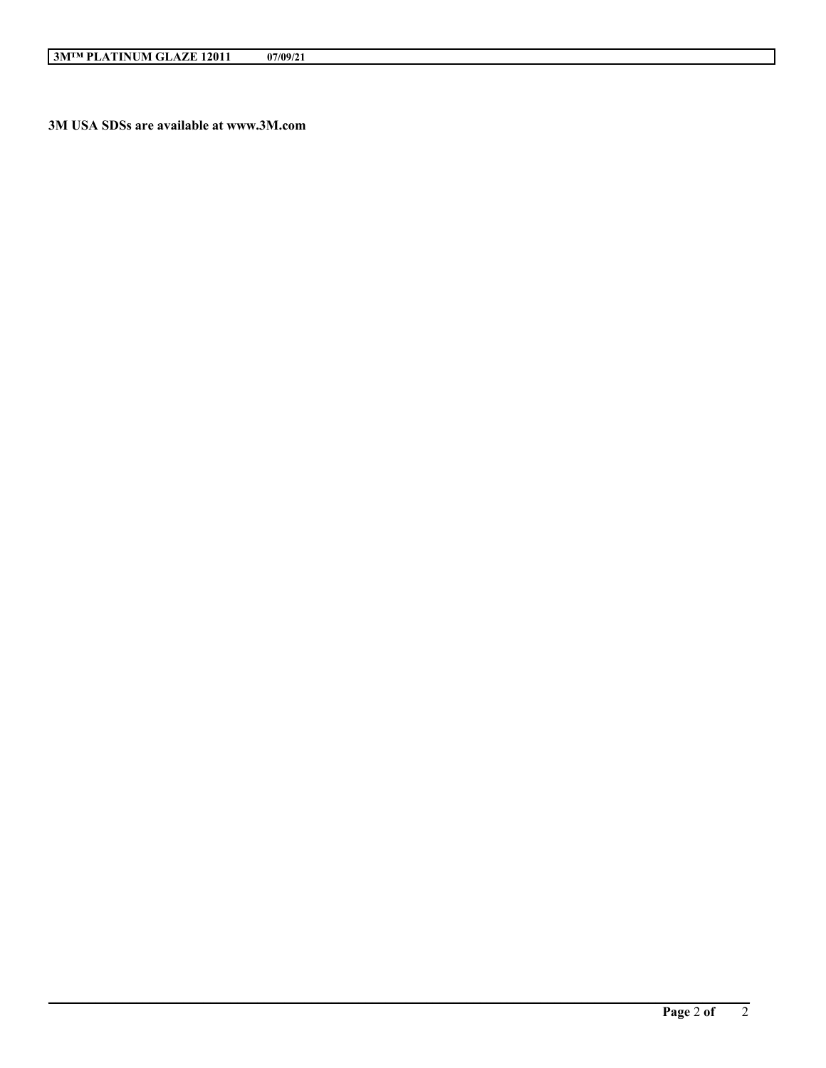**3M USA SDSs are available at www.3M.com**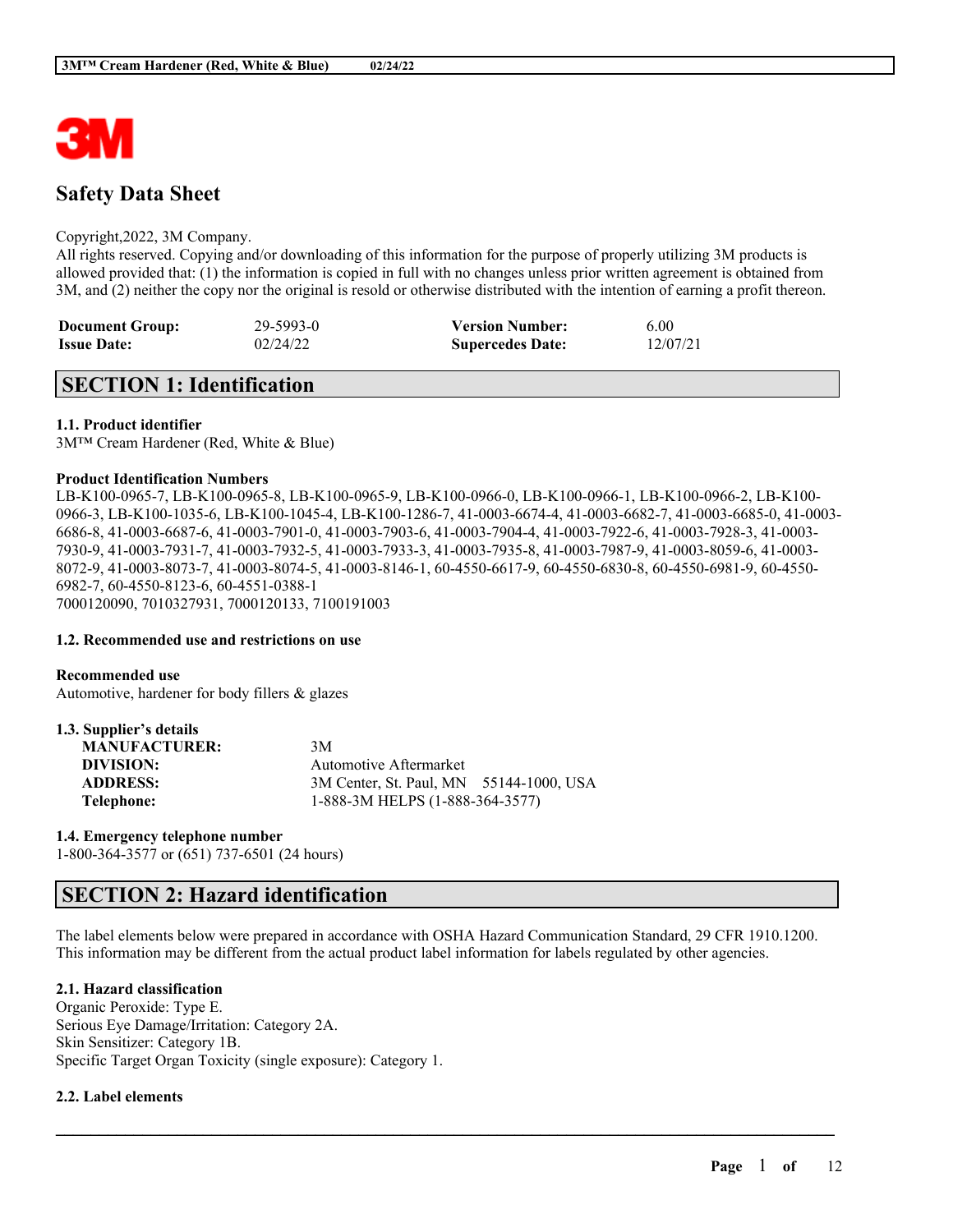# Safety Data Sheet

Copyright,2022, 3M Company.
All rights reserved. Copying and/or downloading of this information for the purpose of properly utilizing 3M products is allowed provided that: (1) the information is copied in full with no changes unless prior written agreement is obtained from 3M, and (2) neither the copy nor the original is resold or otherwise distributed with the intention of earning a profit thereon.

| | | | |
|---|---|---|---|
| **Document Group:** | 29-5993-0 | **Version Number:** | 6.00 |
| **Issue Date:** | 02/24/22 | **Supercedes Date:** | 12/07/21 |

## SECTION 1: Identification

### 1.1. Product identifier

3M™ Cream Hardener (Red, White & Blue)

**Product Identification Numbers**

LB-K100-0965-7, LB-K100-0965-8, LB-K100-0965-9, LB-K100-0966-0, LB-K100-0966-1, LB-K100-0966-2, LB-K100-0966-3, LB-K100-1035-6, LB-K100-1045-4, LB-K100-1286-7, 41-0003-6674-4, 41-0003-6682-7, 41-0003-6685-0, 41-0003-6686-8, 41-0003-6687-6, 41-0003-7901-0, 41-0003-7903-6, 41-0003-7904-4, 41-0003-7922-6, 41-0003-7928-3, 41-0003-7930-9, 41-0003-7931-7, 41-0003-7932-5, 41-0003-7933-3, 41-0003-7935-8, 41-0003-7987-9, 41-0003-8059-6, 41-0003-8072-9, 41-0003-8073-7, 41-0003-8074-5, 41-0003-8146-1, 60-4550-6617-9, 60-4550-6830-8, 60-4550-6981-9, 60-4550-6982-7, 60-4550-8123-6, 60-4551-0388-1
7000120090, 7010327931, 7000120133, 7100191003

### 1.2. Recommended use and restrictions on use

**Recommended use**

Automotive, hardener for body fillers & glazes

### 1.3. Supplier's details

| | |
|---|---|
| **MANUFACTURER:** | 3M |
| **DIVISION:** | Automotive Aftermarket |
| **ADDRESS:** | 3M Center, St. Paul, MN 55144-1000, USA |
| **Telephone:** | 1-888-3M HELPS (1-888-364-3577) |

### 1.4. Emergency telephone number

1-800-364-3577 or (651) 737-6501 (24 hours)

## SECTION 2: Hazard identification

The label elements below were prepared in accordance with OSHA Hazard Communication Standard, 29 CFR 1910.1200. This information may be different from the actual product label information for labels regulated by other agencies.

### 2.1. Hazard classification

Organic Peroxide: Type E.
Serious Eye Damage/Irritation: Category 2A.
Skin Sensitizer: Category 1B.
Specific Target Organ Toxicity (single exposure): Category 1.

### 2.2. Label elements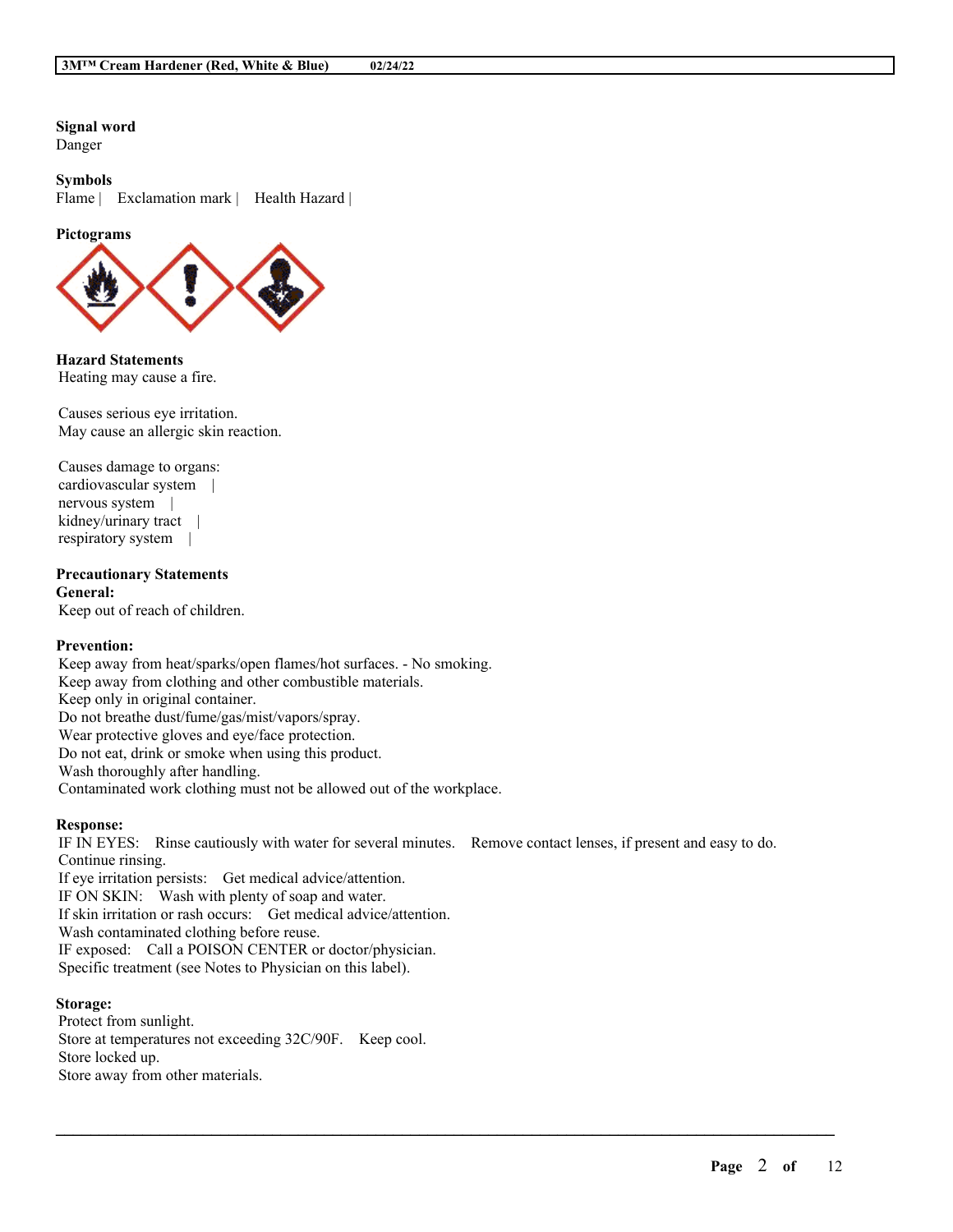**Signal word**
Danger

**Symbols**
Flame | Exclamation mark | Health Hazard |

**Pictograms**

**Hazard Statements**
Heating may cause a fire.

Causes serious eye irritation.
May cause an allergic skin reaction.

Causes damage to organs:
cardiovascular system |
nervous system |
kidney/urinary tract |
respiratory system |

**Precautionary Statements**
**General:**
Keep out of reach of children.

**Prevention:**
Keep away from heat/sparks/open flames/hot surfaces. - No smoking.
Keep away from clothing and other combustible materials.
Keep only in original container.
Do not breathe dust/fume/gas/mist/vapors/spray.
Wear protective gloves and eye/face protection.
Do not eat, drink or smoke when using this product.
Wash thoroughly after handling.
Contaminated work clothing must not be allowed out of the workplace.

**Response:**
IF IN EYES: Rinse cautiously with water for several minutes. Remove contact lenses, if present and easy to do. Continue rinsing.
If eye irritation persists: Get medical advice/attention.
IF ON SKIN: Wash with plenty of soap and water.
If skin irritation or rash occurs: Get medical advice/attention.
Wash contaminated clothing before reuse.
IF exposed: Call a POISON CENTER or doctor/physician.
Specific treatment (see Notes to Physician on this label).

**Storage:**
Protect from sunlight.
Store at temperatures not exceeding 32C/90F. Keep cool.
Store locked up.
Store away from other materials.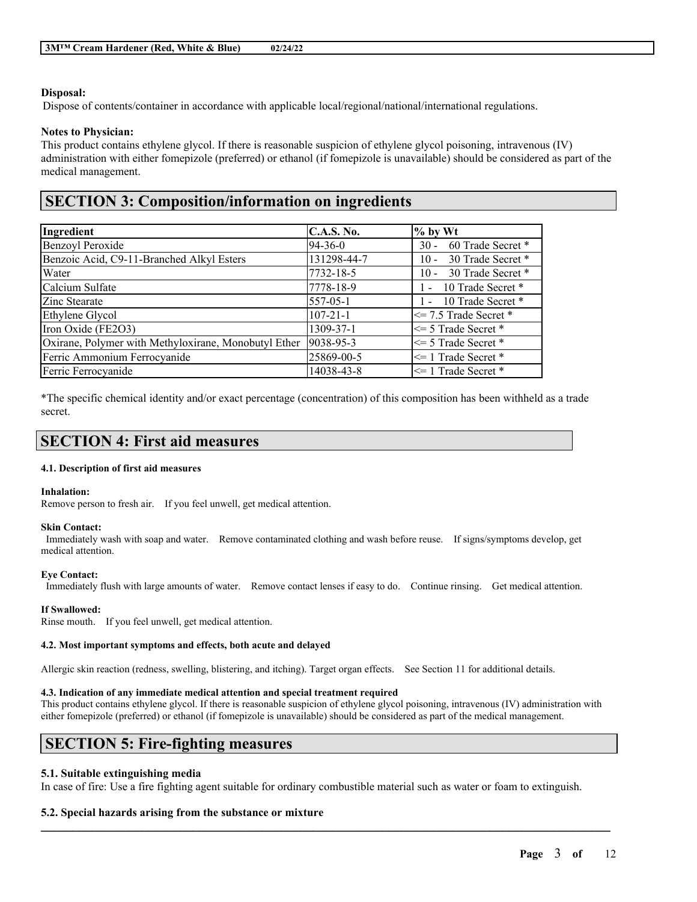**Disposal:**

Dispose of contents/container in accordance with applicable local/regional/national/international regulations.

**Notes to Physician:**

This product contains ethylene glycol. If there is reasonable suspicion of ethylene glycol poisoning, intravenous (IV) administration with either fomepizole (preferred) or ethanol (if fomepizole is unavailable) should be considered as part of the medical management.

# SECTION 3: Composition/information on ingredients

| Ingredient | C.A.S. No. | % by Wt |
|---|---|---|
| Benzoyl Peroxide | 94-36-0 | 30 - 60 Trade Secret * |
| Benzoic Acid, C9-11-Branched Alkyl Esters | 131298-44-7 | 10 - 30 Trade Secret * |
| Water | 7732-18-5 | 10 - 30 Trade Secret * |
| Calcium Sulfate | 7778-18-9 | 1 - 10 Trade Secret * |
| Zinc Stearate | 557-05-1 | 1 - 10 Trade Secret * |
| Ethylene Glycol | 107-21-1 | <= 7.5 Trade Secret * |
| Iron Oxide (FE2O3) | 1309-37-1 | <= 5 Trade Secret * |
| Oxirane, Polymer with Methyloxirane, Monobutyl Ether | 9038-95-3 | <= 5 Trade Secret * |
| Ferric Ammonium Ferrocyanide | 25869-00-5 | <= 1 Trade Secret * |
| Ferric Ferrocyanide | 14038-43-8 | <= 1 Trade Secret * |

*The specific chemical identity and/or exact percentage (concentration) of this composition has been withheld as a trade secret.

# SECTION 4: First aid measures

#### 4.1. Description of first aid measures

**Inhalation:**

Remove person to fresh air. If you feel unwell, get medical attention.

**Skin Contact:**

Immediately wash with soap and water. Remove contaminated clothing and wash before reuse. If signs/symptoms develop, get medical attention.

**Eye Contact:**

Immediately flush with large amounts of water. Remove contact lenses if easy to do. Continue rinsing. Get medical attention.

**If Swallowed:**

Rinse mouth. If you feel unwell, get medical attention.

#### 4.2. Most important symptoms and effects, both acute and delayed

Allergic skin reaction (redness, swelling, blistering, and itching). Target organ effects. See Section 11 for additional details.

#### 4.3. Indication of any immediate medical attention and special treatment required

This product contains ethylene glycol. If there is reasonable suspicion of ethylene glycol poisoning, intravenous (IV) administration with either fomepizole (preferred) or ethanol (if fomepizole is unavailable) should be considered as part of the medical management.

# SECTION 5: Fire-fighting measures

### 5.1. Suitable extinguishing media

In case of fire: Use a fire fighting agent suitable for ordinary combustible material such as water or foam to extinguish.

### 5.2. Special hazards arising from the substance or mixture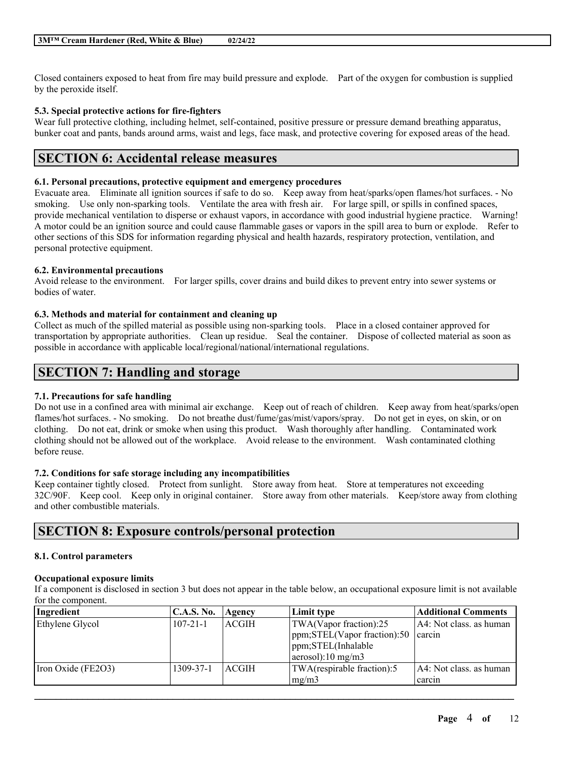Closed containers exposed to heat from fire may build pressure and explode. Part of the oxygen for combustion is supplied by the peroxide itself.

### 5.3. Special protective actions for fire-fighters

Wear full protective clothing, including helmet, self-contained, positive pressure or pressure demand breathing apparatus, bunker coat and pants, bands around arms, waist and legs, face mask, and protective covering for exposed areas of the head.

## SECTION 6: Accidental release measures

### 6.1. Personal precautions, protective equipment and emergency procedures

Evacuate area. Eliminate all ignition sources if safe to do so. Keep away from heat/sparks/open flames/hot surfaces. - No smoking. Use only non-sparking tools. Ventilate the area with fresh air. For large spill, or spills in confined spaces, provide mechanical ventilation to disperse or exhaust vapors, in accordance with good industrial hygiene practice. Warning! A motor could be an ignition source and could cause flammable gases or vapors in the spill area to burn or explode. Refer to other sections of this SDS for information regarding physical and health hazards, respiratory protection, ventilation, and personal protective equipment.

### 6.2. Environmental precautions

Avoid release to the environment. For larger spills, cover drains and build dikes to prevent entry into sewer systems or bodies of water.

### 6.3. Methods and material for containment and cleaning up

Collect as much of the spilled material as possible using non-sparking tools. Place in a closed container approved for transportation by appropriate authorities. Clean up residue. Seal the container. Dispose of collected material as soon as possible in accordance with applicable local/regional/national/international regulations.

## SECTION 7: Handling and storage

### 7.1. Precautions for safe handling

Do not use in a confined area with minimal air exchange. Keep out of reach of children. Keep away from heat/sparks/open flames/hot surfaces. - No smoking. Do not breathe dust/fume/gas/mist/vapors/spray. Do not get in eyes, on skin, or on clothing. Do not eat, drink or smoke when using this product. Wash thoroughly after handling. Contaminated work clothing should not be allowed out of the workplace. Avoid release to the environment. Wash contaminated clothing before reuse.

### 7.2. Conditions for safe storage including any incompatibilities

Keep container tightly closed. Protect from sunlight. Store away from heat. Store at temperatures not exceeding 32C/90F. Keep cool. Keep only in original container. Store away from other materials. Keep/store away from clothing and other combustible materials.

## SECTION 8: Exposure controls/personal protection

### 8.1. Control parameters

**Occupational exposure limits**

If a component is disclosed in section 3 but does not appear in the table below, an occupational exposure limit is not available for the component.

| Ingredient | C.A.S. No. | Agency | Limit type | Additional Comments |
|---|---|---|---|---|
| Ethylene Glycol | 107-21-1 | ACGIH | TWA(Vapor fraction):25 ppm;STEL(Vapor fraction):50 ppm;STEL(Inhalable aerosol):10 mg/m3 | A4: Not class. as human carcin |
| Iron Oxide (FE2O3) | 1309-37-1 | ACGIH | TWA(respirable fraction):5 mg/m3 | A4: Not class. as human carcin |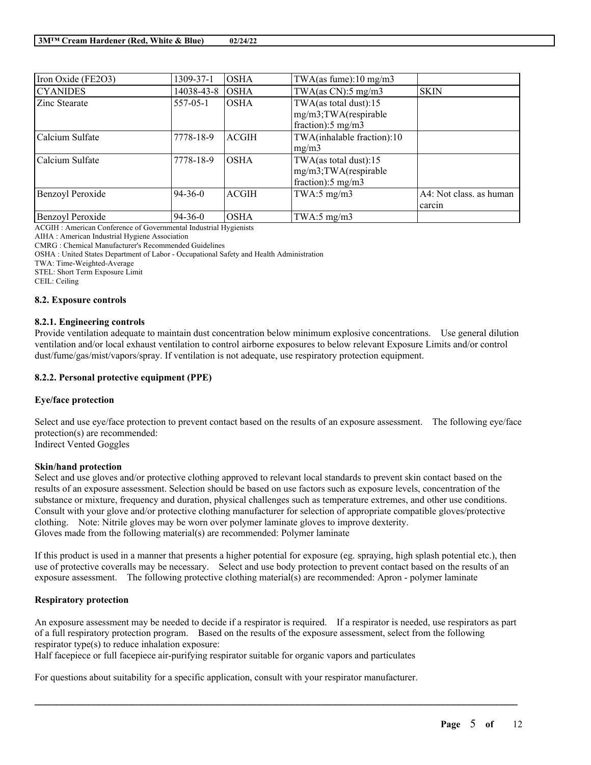| | | | | |
|---|---|---|---|---|
| Iron Oxide (FE2O3) | 1309-37-1 | OSHA | TWA(as fume):10 mg/m3 | |
| CYANIDES | 14038-43-8 | OSHA | TWA(as CN):5 mg/m3 | SKIN |
| Zinc Stearate | 557-05-1 | OSHA | TWA(as total dust):15 mg/m3;TWA(respirable fraction):5 mg/m3 | |
| Calcium Sulfate | 7778-18-9 | ACGIH | TWA(inhalable fraction):10 mg/m3 | |
| Calcium Sulfate | 7778-18-9 | OSHA | TWA(as total dust):15 mg/m3;TWA(respirable fraction):5 mg/m3 | |
| Benzoyl Peroxide | 94-36-0 | ACGIH | TWA:5 mg/m3 | A4: Not class. as human carcin |
| Benzoyl Peroxide | 94-36-0 | OSHA | TWA:5 mg/m3 | |

ACGIH : American Conference of Governmental Industrial Hygienists
AIHA : American Industrial Hygiene Association
CMRG : Chemical Manufacturer's Recommended Guidelines
OSHA : United States Department of Labor - Occupational Safety and Health Administration
TWA: Time-Weighted-Average
STEL: Short Term Exposure Limit
CEIL: Ceiling

### 8.2. Exposure controls

#### 8.2.1. Engineering controls

Provide ventilation adequate to maintain dust concentration below minimum explosive concentrations. Use general dilution ventilation and/or local exhaust ventilation to control airborne exposures to below relevant Exposure Limits and/or control dust/fume/gas/mist/vapors/spray. If ventilation is not adequate, use respiratory protection equipment.

#### 8.2.2. Personal protective equipment (PPE)

**Eye/face protection**

Select and use eye/face protection to prevent contact based on the results of an exposure assessment. The following eye/face protection(s) are recommended:
Indirect Vented Goggles

**Skin/hand protection**

Select and use gloves and/or protective clothing approved to relevant local standards to prevent skin contact based on the results of an exposure assessment. Selection should be based on use factors such as exposure levels, concentration of the substance or mixture, frequency and duration, physical challenges such as temperature extremes, and other use conditions. Consult with your glove and/or protective clothing manufacturer for selection of appropriate compatible gloves/protective clothing. Note: Nitrile gloves may be worn over polymer laminate gloves to improve dexterity.
Gloves made from the following material(s) are recommended: Polymer laminate

If this product is used in a manner that presents a higher potential for exposure (eg. spraying, high splash potential etc.), then use of protective coveralls may be necessary. Select and use body protection to prevent contact based on the results of an exposure assessment. The following protective clothing material(s) are recommended: Apron - polymer laminate

**Respiratory protection**

An exposure assessment may be needed to decide if a respirator is required. If a respirator is needed, use respirators as part of a full respiratory protection program. Based on the results of the exposure assessment, select from the following respirator type(s) to reduce inhalation exposure:
Half facepiece or full facepiece air-purifying respirator suitable for organic vapors and particulates

For questions about suitability for a specific application, consult with your respirator manufacturer.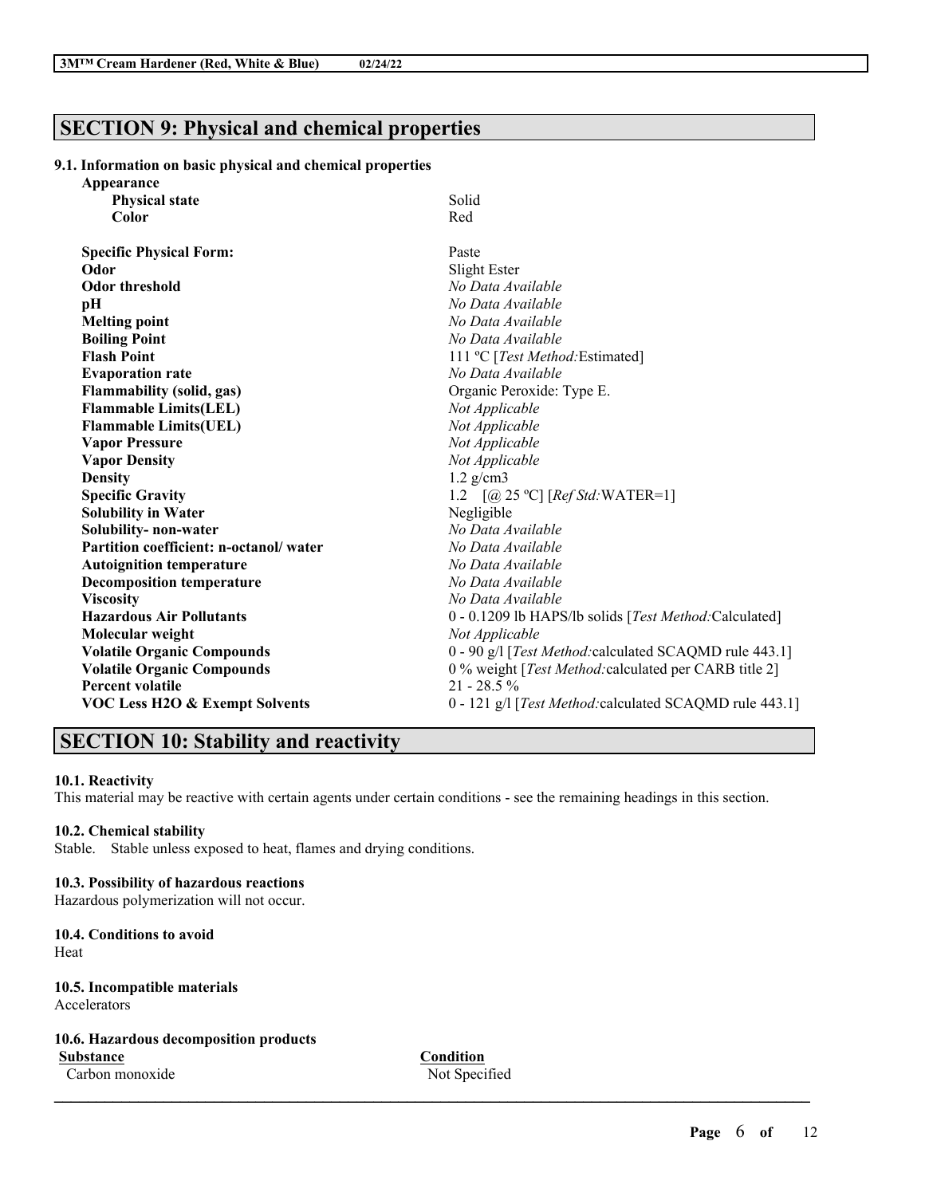## SECTION 9: Physical and chemical properties

### 9.1. Information on basic physical and chemical properties

| | |
|---|---|
| **Appearance** | |
| **Physical state** | Solid |
| **Color** | Red |
| **Specific Physical Form:** | Paste |
| **Odor** | Slight Ester |
| **Odor threshold** | *No Data Available* |
| **pH** | *No Data Available* |
| **Melting point** | *No Data Available* |
| **Boiling Point** | *No Data Available* |
| **Flash Point** | 111 ºC [*Test Method:*Estimated] |
| **Evaporation rate** | *No Data Available* |
| **Flammability (solid, gas)** | Organic Peroxide: Type E. |
| **Flammable Limits(LEL)** | *Not Applicable* |
| **Flammable Limits(UEL)** | *Not Applicable* |
| **Vapor Pressure** | *Not Applicable* |
| **Vapor Density** | *Not Applicable* |
| **Density** | 1.2 g/cm3 |
| **Specific Gravity** | 1.2 [@ 25 ºC] [*Ref Std:*WATER=1] |
| **Solubility in Water** | Negligible |
| **Solubility- non-water** | *No Data Available* |
| **Partition coefficient: n-octanol/ water** | *No Data Available* |
| **Autoignition temperature** | *No Data Available* |
| **Decomposition temperature** | *No Data Available* |
| **Viscosity** | *No Data Available* |
| **Hazardous Air Pollutants** | 0 - 0.1209 lb HAPS/lb solids [*Test Method:*Calculated] |
| **Molecular weight** | *Not Applicable* |
| **Volatile Organic Compounds** | 0 - 90 g/l [*Test Method:*calculated SCAQMD rule 443.1] |
| **Volatile Organic Compounds** | 0 % weight [*Test Method:*calculated per CARB title 2] |
| **Percent volatile** | 21 - 28.5 % |
| **VOC Less H2O & Exempt Solvents** | 0 - 121 g/l [*Test Method:*calculated SCAQMD rule 443.1] |

## SECTION 10: Stability and reactivity

### 10.1. Reactivity

This material may be reactive with certain agents under certain conditions - see the remaining headings in this section.

### 10.2. Chemical stability

Stable. Stable unless exposed to heat, flames and drying conditions.

### 10.3. Possibility of hazardous reactions

Hazardous polymerization will not occur.

### 10.4. Conditions to avoid

Heat

### 10.5. Incompatible materials

Accelerators

### 10.6. Hazardous decomposition products

| Substance | Condition |
|---|---|
| Carbon monoxide | Not Specified |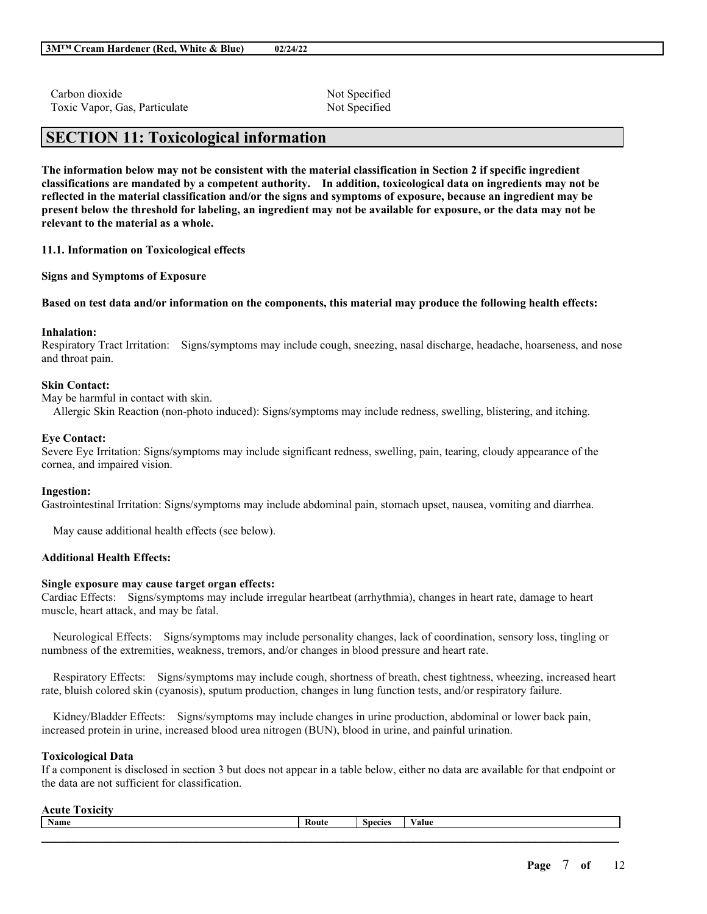| | |
|---|---|
| Carbon dioxide | Not Specified |
| Toxic Vapor, Gas, Particulate | Not Specified |

## SECTION 11: Toxicological information

**The information below may not be consistent with the material classification in Section 2 if specific ingredient classifications are mandated by a competent authority. In addition, toxicological data on ingredients may not be reflected in the material classification and/or the signs and symptoms of exposure, because an ingredient may be present below the threshold for labeling, an ingredient may not be available for exposure, or the data may not be relevant to the material as a whole.**

**11.1. Information on Toxicological effects**

**Signs and Symptoms of Exposure**

**Based on test data and/or information on the components, this material may produce the following health effects:**

**Inhalation:**
Respiratory Tract Irritation: Signs/symptoms may include cough, sneezing, nasal discharge, headache, hoarseness, and nose and throat pain.

**Skin Contact:**
May be harmful in contact with skin.
Allergic Skin Reaction (non-photo induced): Signs/symptoms may include redness, swelling, blistering, and itching.

**Eye Contact:**
Severe Eye Irritation: Signs/symptoms may include significant redness, swelling, pain, tearing, cloudy appearance of the cornea, and impaired vision.

**Ingestion:**
Gastrointestinal Irritation: Signs/symptoms may include abdominal pain, stomach upset, nausea, vomiting and diarrhea.

May cause additional health effects (see below).

**Additional Health Effects:**

**Single exposure may cause target organ effects:**
Cardiac Effects: Signs/symptoms may include irregular heartbeat (arrhythmia), changes in heart rate, damage to heart muscle, heart attack, and may be fatal.

Neurological Effects: Signs/symptoms may include personality changes, lack of coordination, sensory loss, tingling or numbness of the extremities, weakness, tremors, and/or changes in blood pressure and heart rate.

Respiratory Effects: Signs/symptoms may include cough, shortness of breath, chest tightness, wheezing, increased heart rate, bluish colored skin (cyanosis), sputum production, changes in lung function tests, and/or respiratory failure.

Kidney/Bladder Effects: Signs/symptoms may include changes in urine production, abdominal or lower back pain, increased protein in urine, increased blood urea nitrogen (BUN), blood in urine, and painful urination.

**Toxicological Data**
If a component is disclosed in section 3 but does not appear in a table below, either no data are available for that endpoint or the data are not sufficient for classification.

**Acute Toxicity**

| Name | Route | Species | Value |
|---|---|---|---|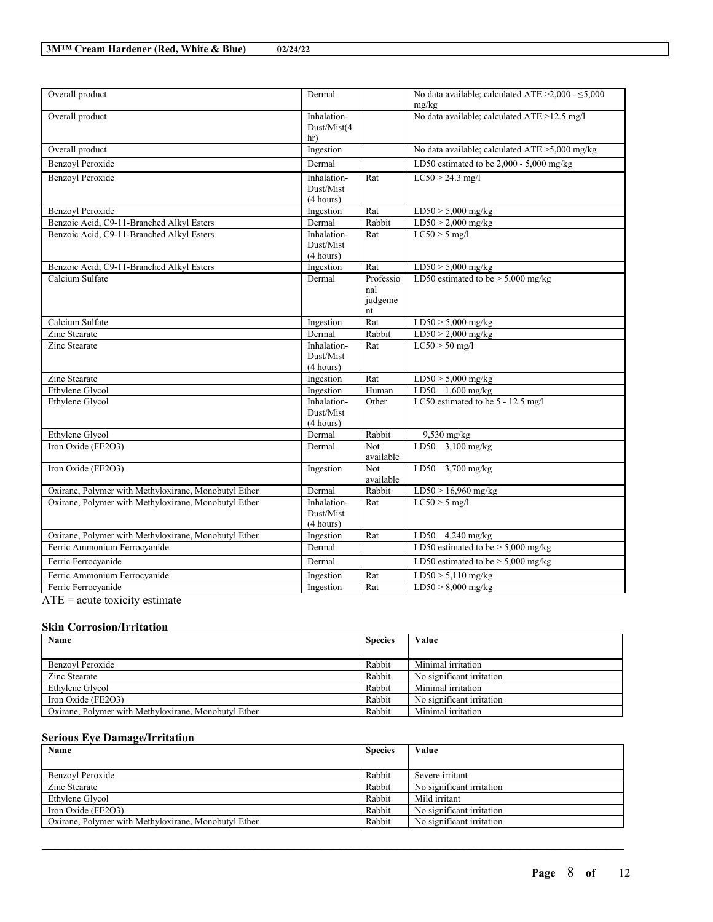| | | | |
|---|---|---|---|
| Overall product | Dermal | | No data available; calculated ATE >2,000 - ≤5,000 mg/kg |
| Overall product | Inhalation-Dust/Mist(4 hr) | | No data available; calculated ATE >12.5 mg/l |
| Overall product | Ingestion | | No data available; calculated ATE >5,000 mg/kg |
| Benzoyl Peroxide | Dermal | | LD50 estimated to be 2,000 - 5,000 mg/kg |
| Benzoyl Peroxide | Inhalation-Dust/Mist (4 hours) | Rat | LC50 > 24.3 mg/l |
| Benzoyl Peroxide | Ingestion | Rat | LD50 > 5,000 mg/kg |
| Benzoic Acid, C9-11-Branched Alkyl Esters | Dermal | Rabbit | LD50 > 2,000 mg/kg |
| Benzoic Acid, C9-11-Branched Alkyl Esters | Inhalation-Dust/Mist (4 hours) | Rat | LC50 > 5 mg/l |
| Benzoic Acid, C9-11-Branched Alkyl Esters | Ingestion | Rat | LD50 > 5,000 mg/kg |
| Calcium Sulfate | Dermal | Professional judgement | LD50 estimated to be > 5,000 mg/kg |
| Calcium Sulfate | Ingestion | Rat | LD50 > 5,000 mg/kg |
| Zinc Stearate | Dermal | Rabbit | LD50 > 2,000 mg/kg |
| Zinc Stearate | Inhalation-Dust/Mist (4 hours) | Rat | LC50 > 50 mg/l |
| Zinc Stearate | Ingestion | Rat | LD50 > 5,000 mg/kg |
| Ethylene Glycol | Ingestion | Human | LD50 1,600 mg/kg |
| Ethylene Glycol | Inhalation-Dust/Mist (4 hours) | Other | LC50 estimated to be 5 - 12.5 mg/l |
| Ethylene Glycol | Dermal | Rabbit | 9,530 mg/kg |
| Iron Oxide (FE2O3) | Dermal | Not available | LD50 3,100 mg/kg |
| Iron Oxide (FE2O3) | Ingestion | Not available | LD50 3,700 mg/kg |
| Oxirane, Polymer with Methyloxirane, Monobutyl Ether | Dermal | Rabbit | LD50 > 16,960 mg/kg |
| Oxirane, Polymer with Methyloxirane, Monobutyl Ether | Inhalation-Dust/Mist (4 hours) | Rat | LC50 > 5 mg/l |
| Oxirane, Polymer with Methyloxirane, Monobutyl Ether | Ingestion | Rat | LD50 4,240 mg/kg |
| Ferric Ammonium Ferrocyanide | Dermal | | LD50 estimated to be > 5,000 mg/kg |
| Ferric Ferrocyanide | Dermal | | LD50 estimated to be > 5,000 mg/kg |
| Ferric Ammonium Ferrocyanide | Ingestion | Rat | LD50 > 5,110 mg/kg |
| Ferric Ferrocyanide | Ingestion | Rat | LD50 > 8,000 mg/kg |

ATE = acute toxicity estimate

### Skin Corrosion/Irritation

| Name | Species | Value |
|---|---|---|
| Benzoyl Peroxide | Rabbit | Minimal irritation |
| Zinc Stearate | Rabbit | No significant irritation |
| Ethylene Glycol | Rabbit | Minimal irritation |
| Iron Oxide (FE2O3) | Rabbit | No significant irritation |
| Oxirane, Polymer with Methyloxirane, Monobutyl Ether | Rabbit | Minimal irritation |

### Serious Eye Damage/Irritation

| Name | Species | Value |
|---|---|---|
| Benzoyl Peroxide | Rabbit | Severe irritant |
| Zinc Stearate | Rabbit | No significant irritation |
| Ethylene Glycol | Rabbit | Mild irritant |
| Iron Oxide (FE2O3) | Rabbit | No significant irritation |
| Oxirane, Polymer with Methyloxirane, Monobutyl Ether | Rabbit | No significant irritation |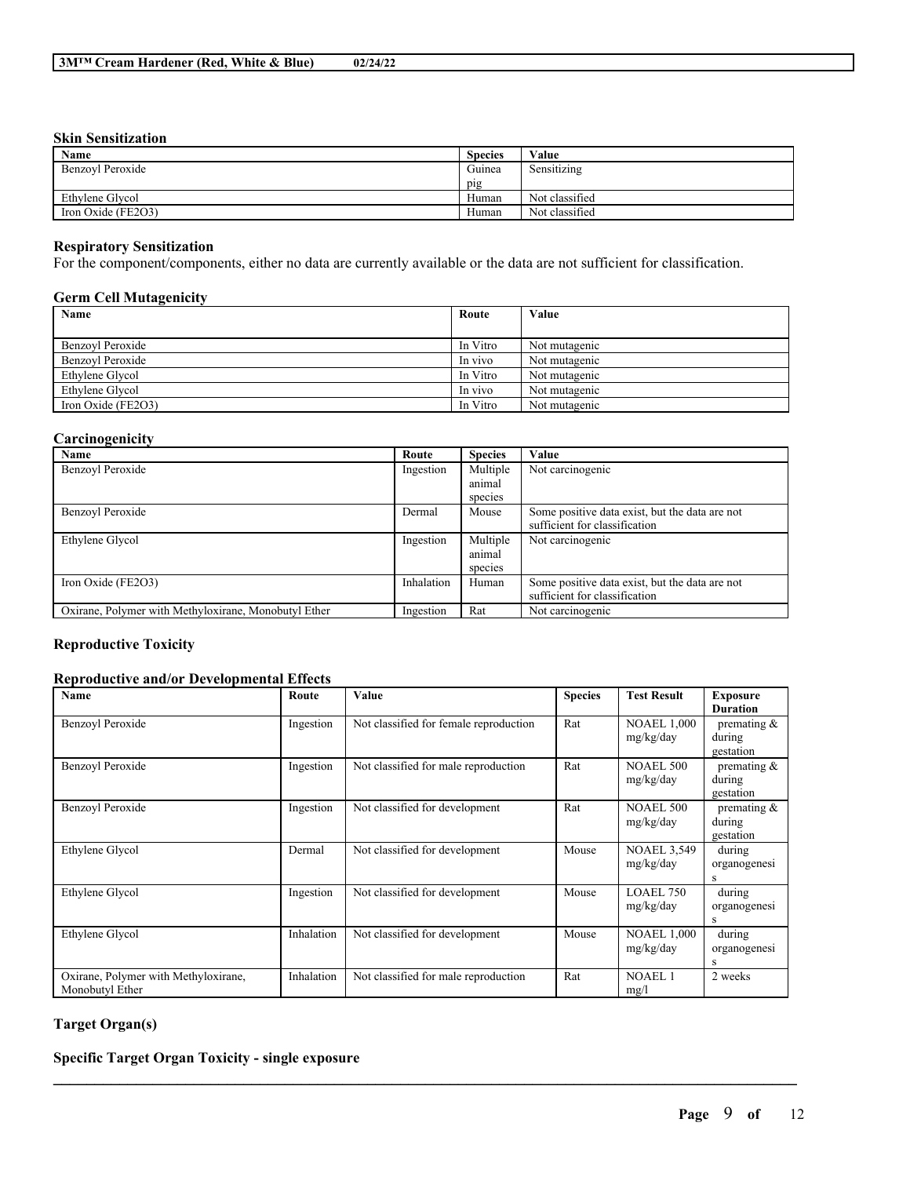### Skin Sensitization

| Name | Species | Value |
|---|---|---|
| Benzoyl Peroxide | Guinea pig | Sensitizing |
| Ethylene Glycol | Human | Not classified |
| Iron Oxide (FE2O3) | Human | Not classified |

### Respiratory Sensitization

For the component/components, either no data are currently available or the data are not sufficient for classification.

### Germ Cell Mutagenicity

| Name | Route | Value |
|---|---|---|
| Benzoyl Peroxide | In Vitro | Not mutagenic |
| Benzoyl Peroxide | In vivo | Not mutagenic |
| Ethylene Glycol | In Vitro | Not mutagenic |
| Ethylene Glycol | In vivo | Not mutagenic |
| Iron Oxide (FE2O3) | In Vitro | Not mutagenic |

### Carcinogenicity

| Name | Route | Species | Value |
|---|---|---|---|
| Benzoyl Peroxide | Ingestion | Multiple animal species | Not carcinogenic |
| Benzoyl Peroxide | Dermal | Mouse | Some positive data exist, but the data are not sufficient for classification |
| Ethylene Glycol | Ingestion | Multiple animal species | Not carcinogenic |
| Iron Oxide (FE2O3) | Inhalation | Human | Some positive data exist, but the data are not sufficient for classification |
| Oxirane, Polymer with Methyloxirane, Monobutyl Ether | Ingestion | Rat | Not carcinogenic |

### Reproductive Toxicity

### Reproductive and/or Developmental Effects

| Name | Route | Value | Species | Test Result | Exposure Duration |
|---|---|---|---|---|---|
| Benzoyl Peroxide | Ingestion | Not classified for female reproduction | Rat | NOAEL 1,000 mg/kg/day | premating & during gestation |
| Benzoyl Peroxide | Ingestion | Not classified for male reproduction | Rat | NOAEL 500 mg/kg/day | premating & during gestation |
| Benzoyl Peroxide | Ingestion | Not classified for development | Rat | NOAEL 500 mg/kg/day | premating & during gestation |
| Ethylene Glycol | Dermal | Not classified for development | Mouse | NOAEL 3,549 mg/kg/day | during organogenesis |
| Ethylene Glycol | Ingestion | Not classified for development | Mouse | LOAEL 750 mg/kg/day | during organogenesis |
| Ethylene Glycol | Inhalation | Not classified for development | Mouse | NOAEL 1,000 mg/kg/day | during organogenesis |
| Oxirane, Polymer with Methyloxirane, Monobutyl Ether | Inhalation | Not classified for male reproduction | Rat | NOAEL 1 mg/l | 2 weeks |

### Target Organ(s)

### Specific Target Organ Toxicity - single exposure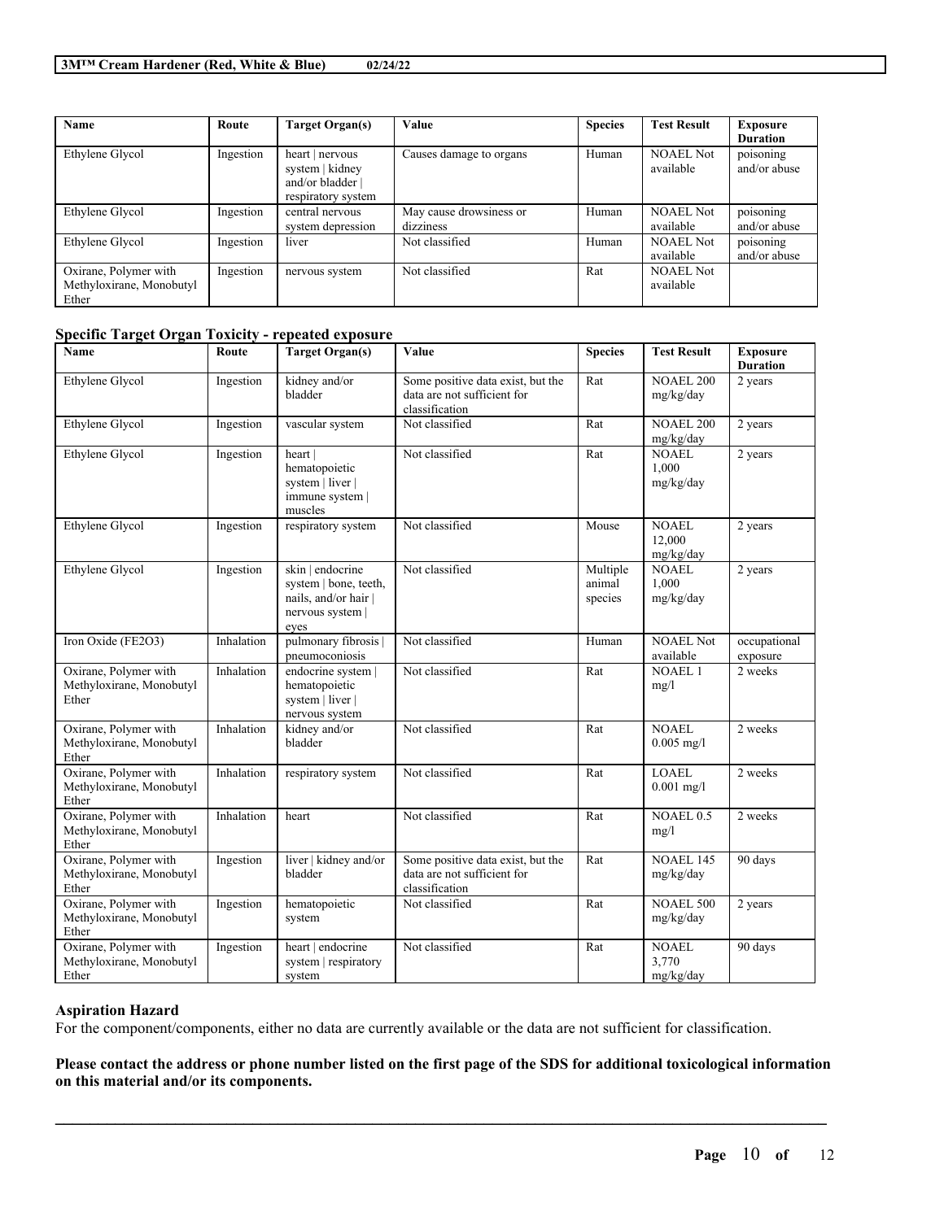| Name | Route | Target Organ(s) | Value | Species | Test Result | Exposure Duration |
|---|---|---|---|---|---|---|
| Ethylene Glycol | Ingestion | heart \| nervous system \| kidney and/or bladder \| respiratory system | Causes damage to organs | Human | NOAEL Not available | poisoning and/or abuse |
| Ethylene Glycol | Ingestion | central nervous system depression | May cause drowsiness or dizziness | Human | NOAEL Not available | poisoning and/or abuse |
| Ethylene Glycol | Ingestion | liver | Not classified | Human | NOAEL Not available | poisoning and/or abuse |
| Oxirane, Polymer with Methyloxirane, Monobutyl Ether | Ingestion | nervous system | Not classified | Rat | NOAEL Not available | |

**Specific Target Organ Toxicity - repeated exposure**

| Name | Route | Target Organ(s) | Value | Species | Test Result | Exposure Duration |
|---|---|---|---|---|---|---|
| Ethylene Glycol | Ingestion | kidney and/or bladder | Some positive data exist, but the data are not sufficient for classification | Rat | NOAEL 200 mg/kg/day | 2 years |
| Ethylene Glycol | Ingestion | vascular system | Not classified | Rat | NOAEL 200 mg/kg/day | 2 years |
| Ethylene Glycol | Ingestion | heart \| hematopoietic system \| liver \| immune system \| muscles | Not classified | Rat | NOAEL 1,000 mg/kg/day | 2 years |
| Ethylene Glycol | Ingestion | respiratory system | Not classified | Mouse | NOAEL 12,000 mg/kg/day | 2 years |
| Ethylene Glycol | Ingestion | skin \| endocrine system \| bone, teeth, nails, and/or hair \| nervous system \| eyes | Not classified | Multiple animal species | NOAEL 1,000 mg/kg/day | 2 years |
| Iron Oxide (FE2O3) | Inhalation | pulmonary fibrosis \| pneumoconiosis | Not classified | Human | NOAEL Not available | occupational exposure |
| Oxirane, Polymer with Methyloxirane, Monobutyl Ether | Inhalation | endocrine system \| hematopoietic system \| liver \| nervous system | Not classified | Rat | NOAEL 1 mg/l | 2 weeks |
| Oxirane, Polymer with Methyloxirane, Monobutyl Ether | Inhalation | kidney and/or bladder | Not classified | Rat | NOAEL 0.005 mg/l | 2 weeks |
| Oxirane, Polymer with Methyloxirane, Monobutyl Ether | Inhalation | respiratory system | Not classified | Rat | LOAEL 0.001 mg/l | 2 weeks |
| Oxirane, Polymer with Methyloxirane, Monobutyl Ether | Inhalation | heart | Not classified | Rat | NOAEL 0.5 mg/l | 2 weeks |
| Oxirane, Polymer with Methyloxirane, Monobutyl Ether | Ingestion | liver \| kidney and/or bladder | Some positive data exist, but the data are not sufficient for classification | Rat | NOAEL 145 mg/kg/day | 90 days |
| Oxirane, Polymer with Methyloxirane, Monobutyl Ether | Ingestion | hematopoietic system | Not classified | Rat | NOAEL 500 mg/kg/day | 2 years |
| Oxirane, Polymer with Methyloxirane, Monobutyl Ether | Ingestion | heart \| endocrine system \| respiratory system | Not classified | Rat | NOAEL 3,770 mg/kg/day | 90 days |

**Aspiration Hazard**

For the component/components, either no data are currently available or the data are not sufficient for classification.

**Please contact the address or phone number listed on the first page of the SDS for additional toxicological information on this material and/or its components.**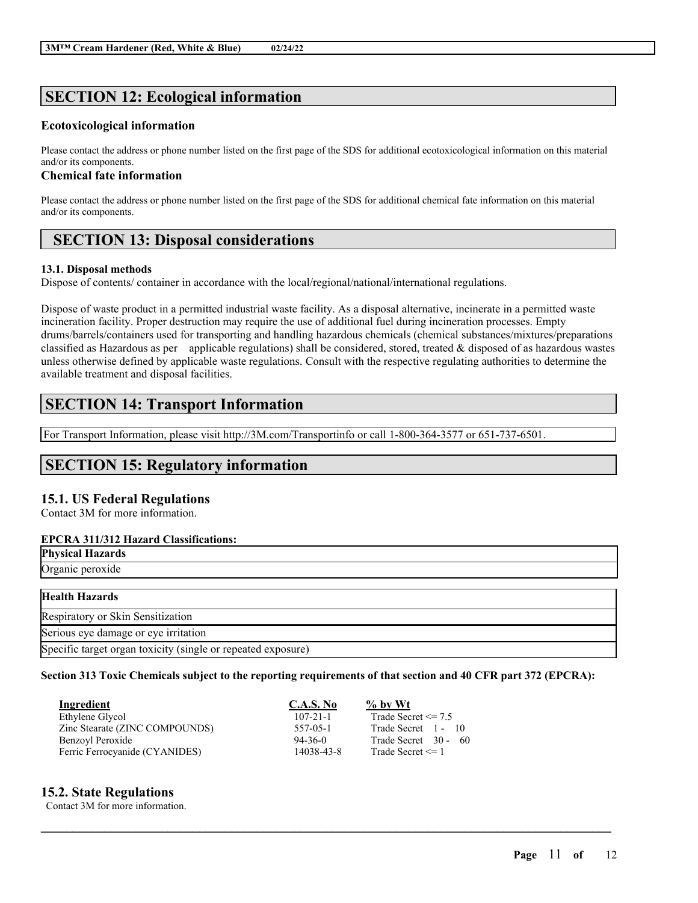## SECTION 12: Ecological information

### Ecotoxicological information

Please contact the address or phone number listed on the first page of the SDS for additional ecotoxicological information on this material and/or its components.

### Chemical fate information

Please contact the address or phone number listed on the first page of the SDS for additional chemical fate information on this material and/or its components.

## SECTION 13: Disposal considerations

**13.1. Disposal methods**

Dispose of contents/ container in accordance with the local/regional/national/international regulations.

Dispose of waste product in a permitted industrial waste facility. As a disposal alternative, incinerate in a permitted waste incineration facility. Proper destruction may require the use of additional fuel during incineration processes. Empty drums/barrels/containers used for transporting and handling hazardous chemicals (chemical substances/mixtures/preparations classified as Hazardous as per applicable regulations) shall be considered, stored, treated & disposed of as hazardous wastes unless otherwise defined by applicable waste regulations. Consult with the respective regulating authorities to determine the available treatment and disposal facilities.

## SECTION 14: Transport Information

For Transport Information, please visit http://3M.com/Transportinfo or call 1-800-364-3577 or 651-737-6501.

## SECTION 15: Regulatory information

### 15.1. US Federal Regulations

Contact 3M for more information.

**EPCRA 311/312 Hazard Classifications:**

| **Physical Hazards** |
|---|
| Organic peroxide |

| **Health Hazards** |
|---|
| Respiratory or Skin Sensitization |
| Serious eye damage or eye irritation |
| Specific target organ toxicity (single or repeated exposure) |

**Section 313 Toxic Chemicals subject to the reporting requirements of that section and 40 CFR part 372 (EPCRA):**

| Ingredient | C.A.S. No | % by Wt |
|---|---|---|
| Ethylene Glycol | 107-21-1 | Trade Secret <= 7.5 |
| Zinc Stearate (ZINC COMPOUNDS) | 557-05-1 | Trade Secret 1 - 10 |
| Benzoyl Peroxide | 94-36-0 | Trade Secret 30 - 60 |
| Ferric Ferrocyanide (CYANIDES) | 14038-43-8 | Trade Secret <= 1 |

### 15.2. State Regulations

Contact 3M for more information.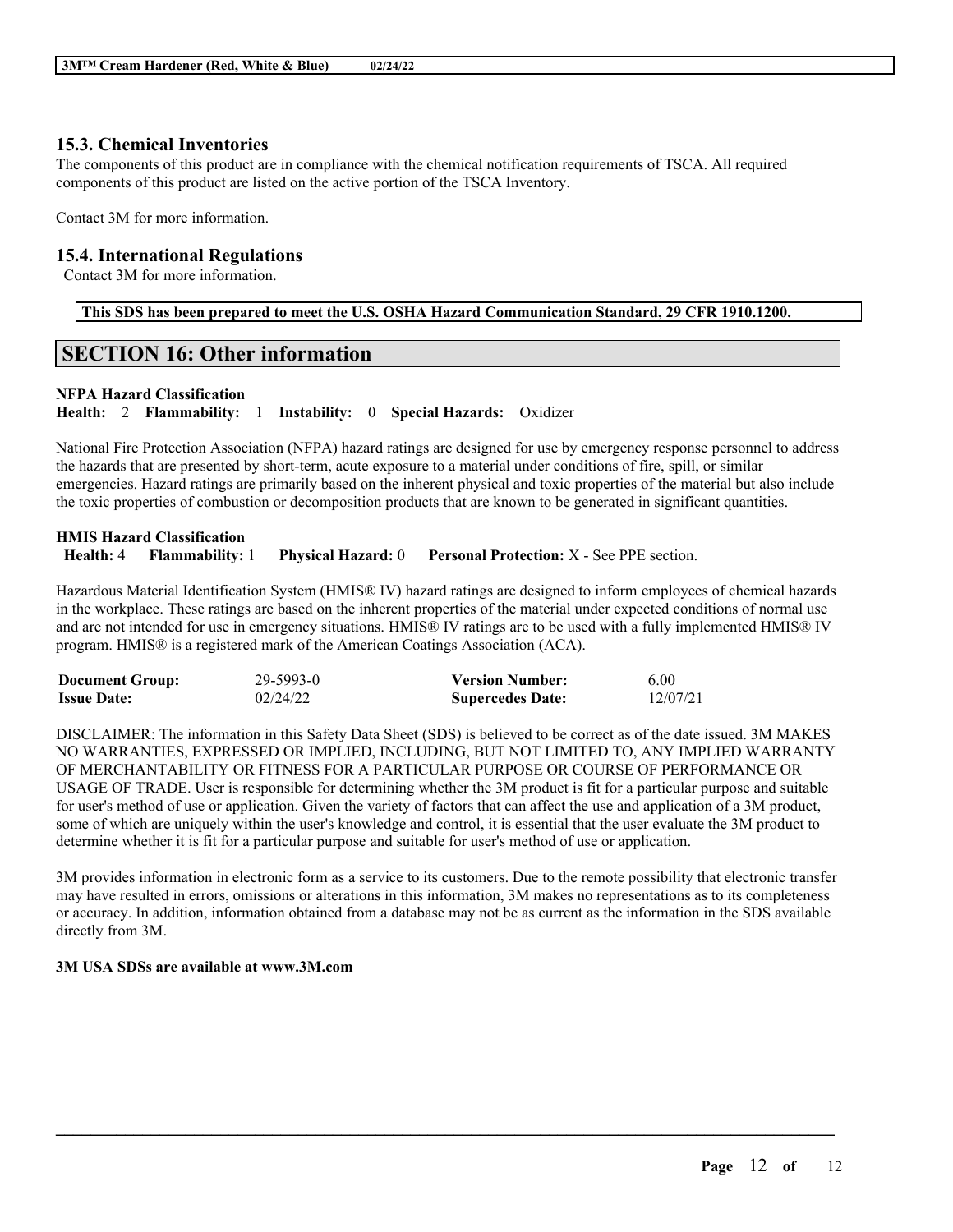## 15.3. Chemical Inventories

The components of this product are in compliance with the chemical notification requirements of TSCA. All required components of this product are listed on the active portion of the TSCA Inventory.

Contact 3M for more information.

## 15.4. International Regulations

Contact 3M for more information.

**This SDS has been prepared to meet the U.S. OSHA Hazard Communication Standard, 29 CFR 1910.1200.**

# SECTION 16: Other information

**NFPA Hazard Classification**

**Health:** 2 **Flammability:** 1 **Instability:** 0 **Special Hazards:** Oxidizer

National Fire Protection Association (NFPA) hazard ratings are designed for use by emergency response personnel to address the hazards that are presented by short-term, acute exposure to a material under conditions of fire, spill, or similar emergencies. Hazard ratings are primarily based on the inherent physical and toxic properties of the material but also include the toxic properties of combustion or decomposition products that are known to be generated in significant quantities.

**HMIS Hazard Classification**

**Health:** 4 **Flammability:** 1 **Physical Hazard:** 0 **Personal Protection:** X - See PPE section.

Hazardous Material Identification System (HMIS® IV) hazard ratings are designed to inform employees of chemical hazards in the workplace. These ratings are based on the inherent properties of the material under expected conditions of normal use and are not intended for use in emergency situations. HMIS® IV ratings are to be used with a fully implemented HMIS® IV program. HMIS® is a registered mark of the American Coatings Association (ACA).

| | | | |
|---|---|---|---|
| **Document Group:** | 29-5993-0 | **Version Number:** | 6.00 |
| **Issue Date:** | 02/24/22 | **Supercedes Date:** | 12/07/21 |

DISCLAIMER: The information in this Safety Data Sheet (SDS) is believed to be correct as of the date issued. 3M MAKES NO WARRANTIES, EXPRESSED OR IMPLIED, INCLUDING, BUT NOT LIMITED TO, ANY IMPLIED WARRANTY OF MERCHANTABILITY OR FITNESS FOR A PARTICULAR PURPOSE OR COURSE OF PERFORMANCE OR USAGE OF TRADE. User is responsible for determining whether the 3M product is fit for a particular purpose and suitable for user's method of use or application. Given the variety of factors that can affect the use and application of a 3M product, some of which are uniquely within the user's knowledge and control, it is essential that the user evaluate the 3M product to determine whether it is fit for a particular purpose and suitable for user's method of use or application.

3M provides information in electronic form as a service to its customers. Due to the remote possibility that electronic transfer may have resulted in errors, omissions or alterations in this information, 3M makes no representations as to its completeness or accuracy. In addition, information obtained from a database may not be as current as the information in the SDS available directly from 3M.

**3M USA SDSs are available at www.3M.com**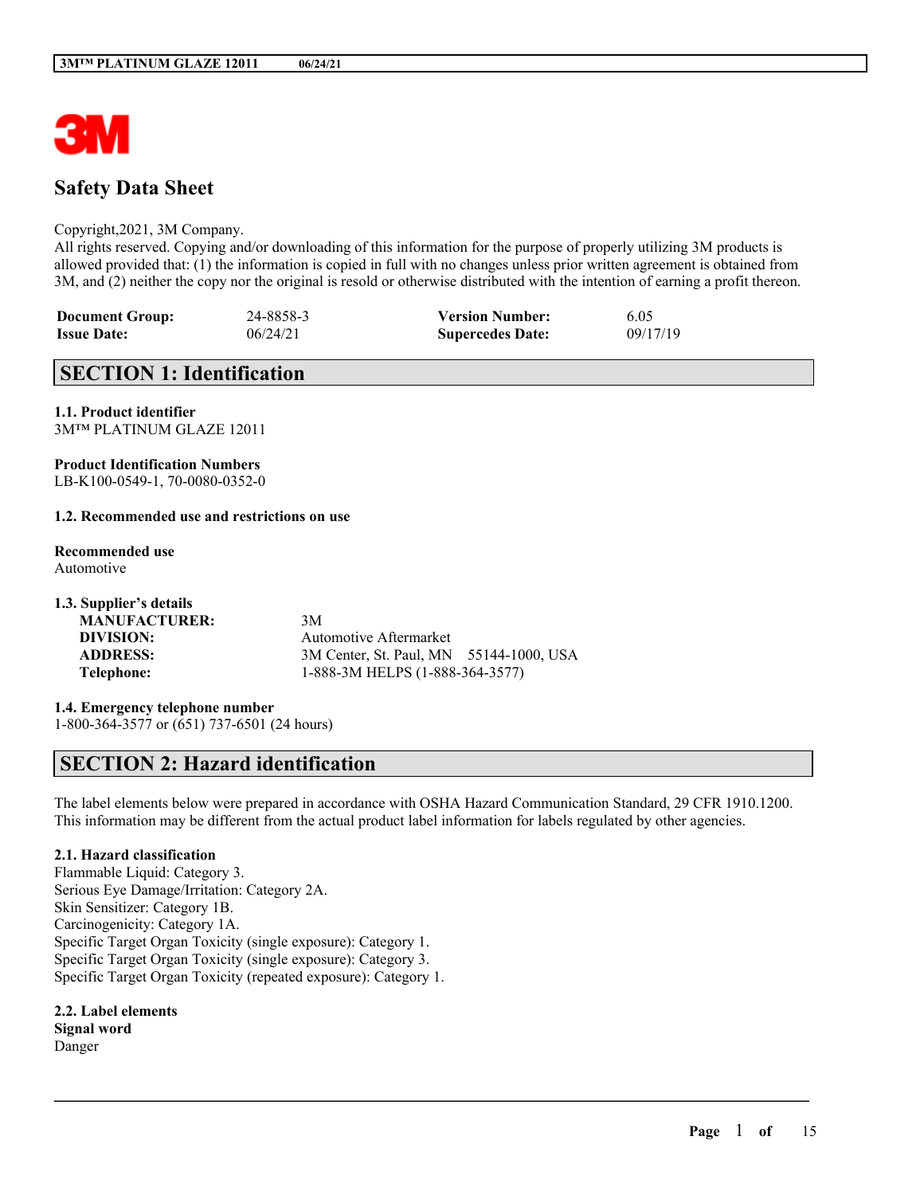# Safety Data Sheet

Copyright,2021, 3M Company.
All rights reserved. Copying and/or downloading of this information for the purpose of properly utilizing 3M products is allowed provided that: (1) the information is copied in full with no changes unless prior written agreement is obtained from 3M, and (2) neither the copy nor the original is resold or otherwise distributed with the intention of earning a profit thereon.

| | | | |
|---|---|---|---|
| **Document Group:** | 24-8858-3 | **Version Number:** | 6.05 |
| **Issue Date:** | 06/24/21 | **Supercedes Date:** | 09/17/19 |

## SECTION 1: Identification

**1.1. Product identifier**
3M™ PLATINUM GLAZE 12011

**Product Identification Numbers**
LB-K100-0549-1, 70-0080-0352-0

**1.2. Recommended use and restrictions on use**

**Recommended use**
Automotive

**1.3. Supplier's details**

| | |
|---|---|
| **MANUFACTURER:** | 3M |
| **DIVISION:** | Automotive Aftermarket |
| **ADDRESS:** | 3M Center, St. Paul, MN 55144-1000, USA |
| **Telephone:** | 1-888-3M HELPS (1-888-364-3577) |

**1.4. Emergency telephone number**
1-800-364-3577 or (651) 737-6501 (24 hours)

## SECTION 2: Hazard identification

The label elements below were prepared in accordance with OSHA Hazard Communication Standard, 29 CFR 1910.1200. This information may be different from the actual product label information for labels regulated by other agencies.

**2.1. Hazard classification**
Flammable Liquid: Category 3.
Serious Eye Damage/Irritation: Category 2A.
Skin Sensitizer: Category 1B.
Carcinogenicity: Category 1A.
Specific Target Organ Toxicity (single exposure): Category 1.
Specific Target Organ Toxicity (single exposure): Category 3.
Specific Target Organ Toxicity (repeated exposure): Category 1.

**2.2. Label elements**
**Signal word**
Danger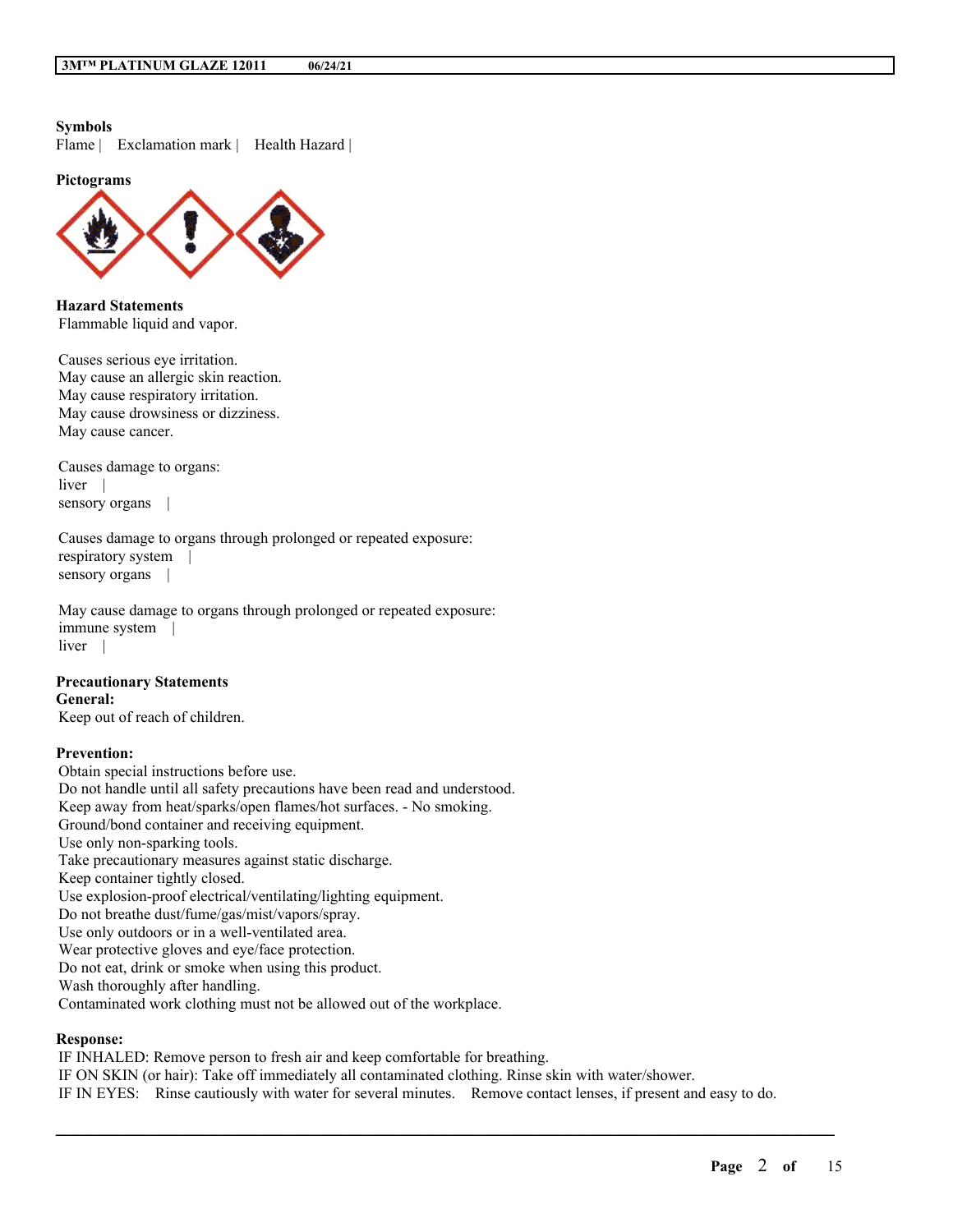**Symbols**

Flame | Exclamation mark | Health Hazard |

**Pictograms**

**Hazard Statements**

Flammable liquid and vapor.

Causes serious eye irritation.
May cause an allergic skin reaction.
May cause respiratory irritation.
May cause drowsiness or dizziness.
May cause cancer.

Causes damage to organs:
liver |
sensory organs |

Causes damage to organs through prolonged or repeated exposure:
respiratory system |
sensory organs |

May cause damage to organs through prolonged or repeated exposure:
immune system |
liver |

**Precautionary Statements**

**General:**

Keep out of reach of children.

**Prevention:**

Obtain special instructions before use.
Do not handle until all safety precautions have been read and understood.
Keep away from heat/sparks/open flames/hot surfaces. - No smoking.
Ground/bond container and receiving equipment.
Use only non-sparking tools.
Take precautionary measures against static discharge.
Keep container tightly closed.
Use explosion-proof electrical/ventilating/lighting equipment.
Do not breathe dust/fume/gas/mist/vapors/spray.
Use only outdoors or in a well-ventilated area.
Wear protective gloves and eye/face protection.
Do not eat, drink or smoke when using this product.
Wash thoroughly after handling.
Contaminated work clothing must not be allowed out of the workplace.

**Response:**

IF INHALED: Remove person to fresh air and keep comfortable for breathing.
IF ON SKIN (or hair): Take off immediately all contaminated clothing. Rinse skin with water/shower.
IF IN EYES: Rinse cautiously with water for several minutes. Remove contact lenses, if present and easy to do.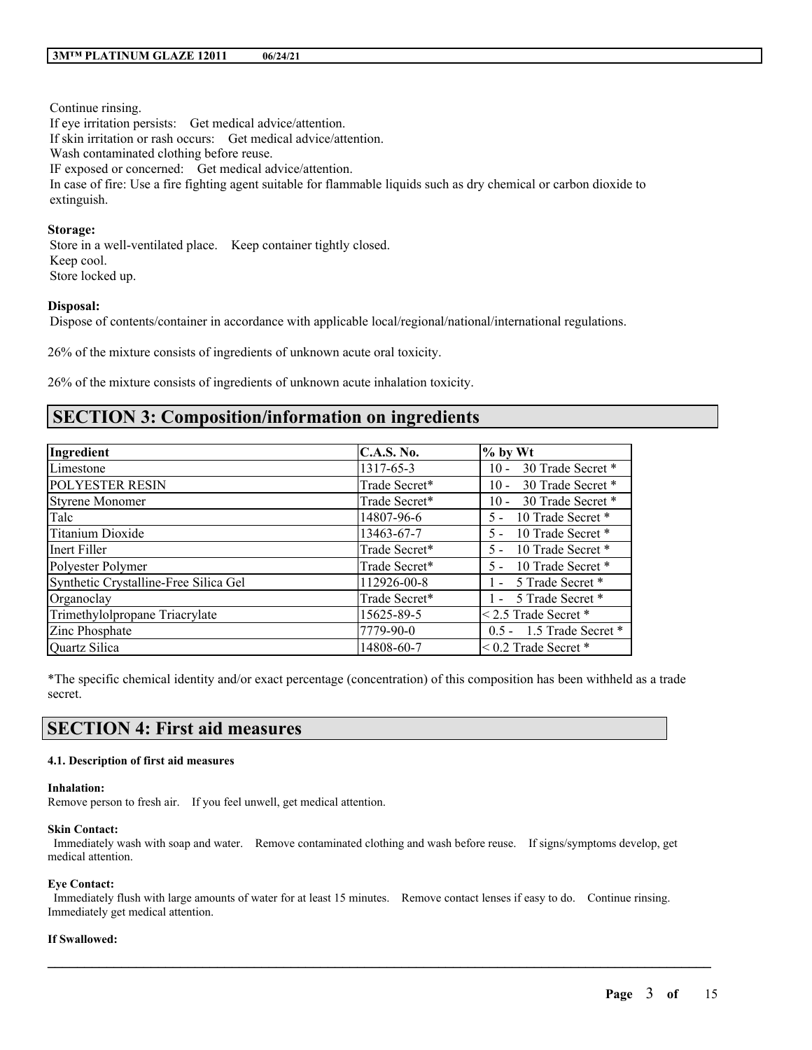Continue rinsing.
If eye irritation persists: Get medical advice/attention.
If skin irritation or rash occurs: Get medical advice/attention.
Wash contaminated clothing before reuse.
IF exposed or concerned: Get medical advice/attention.
In case of fire: Use a fire fighting agent suitable for flammable liquids such as dry chemical or carbon dioxide to extinguish.

**Storage:**

Store in a well-ventilated place. Keep container tightly closed.
Keep cool.
Store locked up.

**Disposal:**

Dispose of contents/container in accordance with applicable local/regional/national/international regulations.

26% of the mixture consists of ingredients of unknown acute oral toxicity.

26% of the mixture consists of ingredients of unknown acute inhalation toxicity.

## SECTION 3: Composition/information on ingredients

| Ingredient | C.A.S. No. | % by Wt |
|---|---|---|
| Limestone | 1317-65-3 | 10 - 30 Trade Secret * |
| POLYESTER RESIN | Trade Secret* | 10 - 30 Trade Secret * |
| Styrene Monomer | Trade Secret* | 10 - 30 Trade Secret * |
| Talc | 14807-96-6 | 5 - 10 Trade Secret * |
| Titanium Dioxide | 13463-67-7 | 5 - 10 Trade Secret * |
| Inert Filler | Trade Secret* | 5 - 10 Trade Secret * |
| Polyester Polymer | Trade Secret* | 5 - 10 Trade Secret * |
| Synthetic Crystalline-Free Silica Gel | 112926-00-8 | 1 - 5 Trade Secret * |
| Organoclay | Trade Secret* | 1 - 5 Trade Secret * |
| Trimethylolpropane Triacrylate | 15625-89-5 | < 2.5 Trade Secret * |
| Zinc Phosphate | 7779-90-0 | 0.5 - 1.5 Trade Secret * |
| Quartz Silica | 14808-60-7 | < 0.2 Trade Secret * |

*The specific chemical identity and/or exact percentage (concentration) of this composition has been withheld as a trade secret.

## SECTION 4: First aid measures

#### 4.1. Description of first aid measures

**Inhalation:**

Remove person to fresh air. If you feel unwell, get medical attention.

**Skin Contact:**

Immediately wash with soap and water. Remove contaminated clothing and wash before reuse. If signs/symptoms develop, get medical attention.

**Eye Contact:**

Immediately flush with large amounts of water for at least 15 minutes. Remove contact lenses if easy to do. Continue rinsing. Immediately get medical attention.

**If Swallowed:**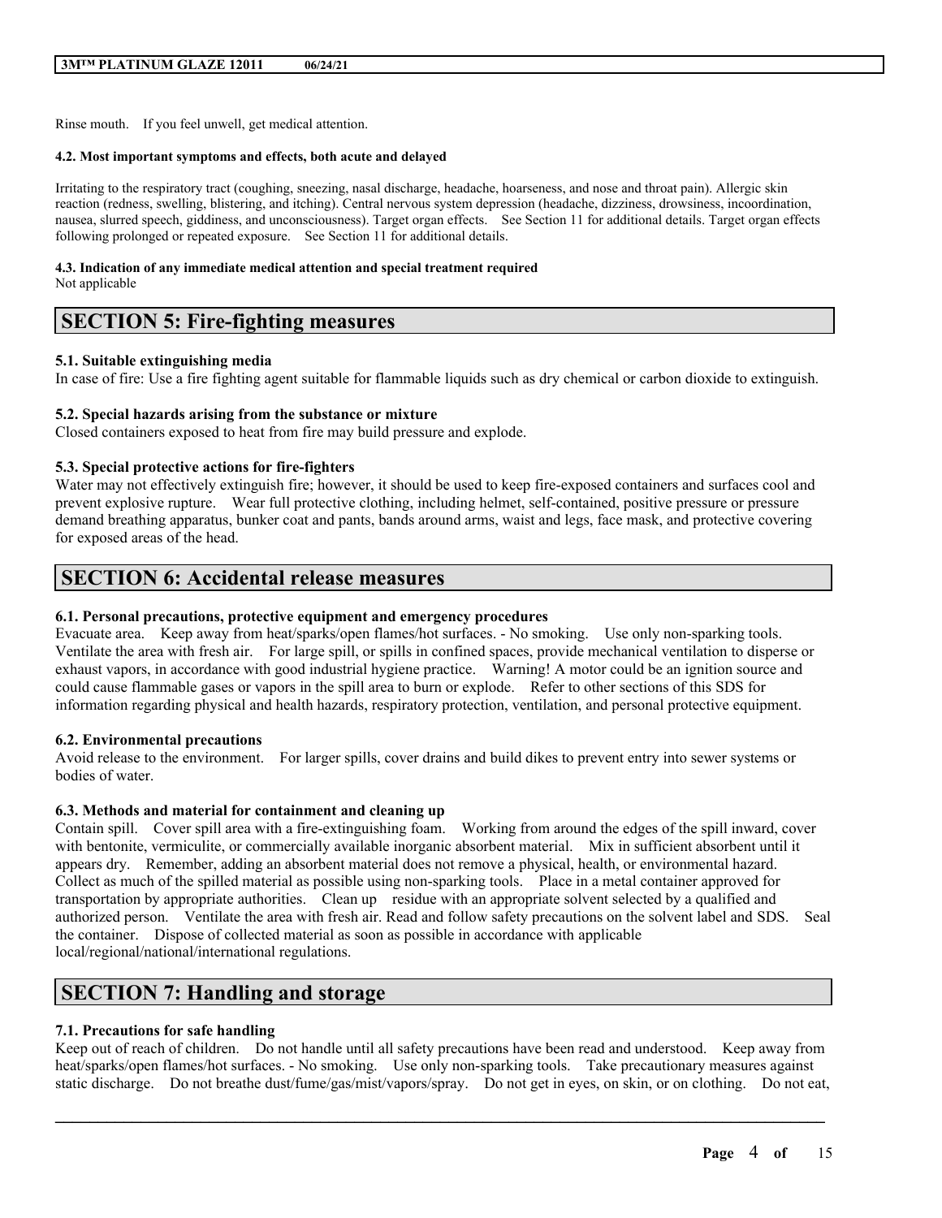Rinse mouth. If you feel unwell, get medical attention.

**4.2. Most important symptoms and effects, both acute and delayed**

Irritating to the respiratory tract (coughing, sneezing, nasal discharge, headache, hoarseness, and nose and throat pain). Allergic skin reaction (redness, swelling, blistering, and itching). Central nervous system depression (headache, dizziness, drowsiness, incoordination, nausea, slurred speech, giddiness, and unconsciousness). Target organ effects. See Section 11 for additional details. Target organ effects following prolonged or repeated exposure. See Section 11 for additional details.

**4.3. Indication of any immediate medical attention and special treatment required**

Not applicable

## SECTION 5: Fire-fighting measures

**5.1. Suitable extinguishing media**

In case of fire: Use a fire fighting agent suitable for flammable liquids such as dry chemical or carbon dioxide to extinguish.

**5.2. Special hazards arising from the substance or mixture**

Closed containers exposed to heat from fire may build pressure and explode.

**5.3. Special protective actions for fire-fighters**

Water may not effectively extinguish fire; however, it should be used to keep fire-exposed containers and surfaces cool and prevent explosive rupture. Wear full protective clothing, including helmet, self-contained, positive pressure or pressure demand breathing apparatus, bunker coat and pants, bands around arms, waist and legs, face mask, and protective covering for exposed areas of the head.

## SECTION 6: Accidental release measures

**6.1. Personal precautions, protective equipment and emergency procedures**

Evacuate area. Keep away from heat/sparks/open flames/hot surfaces. - No smoking. Use only non-sparking tools. Ventilate the area with fresh air. For large spill, or spills in confined spaces, provide mechanical ventilation to disperse or exhaust vapors, in accordance with good industrial hygiene practice. Warning! A motor could be an ignition source and could cause flammable gases or vapors in the spill area to burn or explode. Refer to other sections of this SDS for information regarding physical and health hazards, respiratory protection, ventilation, and personal protective equipment.

**6.2. Environmental precautions**

Avoid release to the environment. For larger spills, cover drains and build dikes to prevent entry into sewer systems or bodies of water.

**6.3. Methods and material for containment and cleaning up**

Contain spill. Cover spill area with a fire-extinguishing foam. Working from around the edges of the spill inward, cover with bentonite, vermiculite, or commercially available inorganic absorbent material. Mix in sufficient absorbent until it appears dry. Remember, adding an absorbent material does not remove a physical, health, or environmental hazard. Collect as much of the spilled material as possible using non-sparking tools. Place in a metal container approved for transportation by appropriate authorities. Clean up residue with an appropriate solvent selected by a qualified and authorized person. Ventilate the area with fresh air. Read and follow safety precautions on the solvent label and SDS. Seal the container. Dispose of collected material as soon as possible in accordance with applicable local/regional/national/international regulations.

## SECTION 7: Handling and storage

**7.1. Precautions for safe handling**

Keep out of reach of children. Do not handle until all safety precautions have been read and understood. Keep away from heat/sparks/open flames/hot surfaces. - No smoking. Use only non-sparking tools. Take precautionary measures against static discharge. Do not breathe dust/fume/gas/mist/vapors/spray. Do not get in eyes, on skin, or on clothing. Do not eat,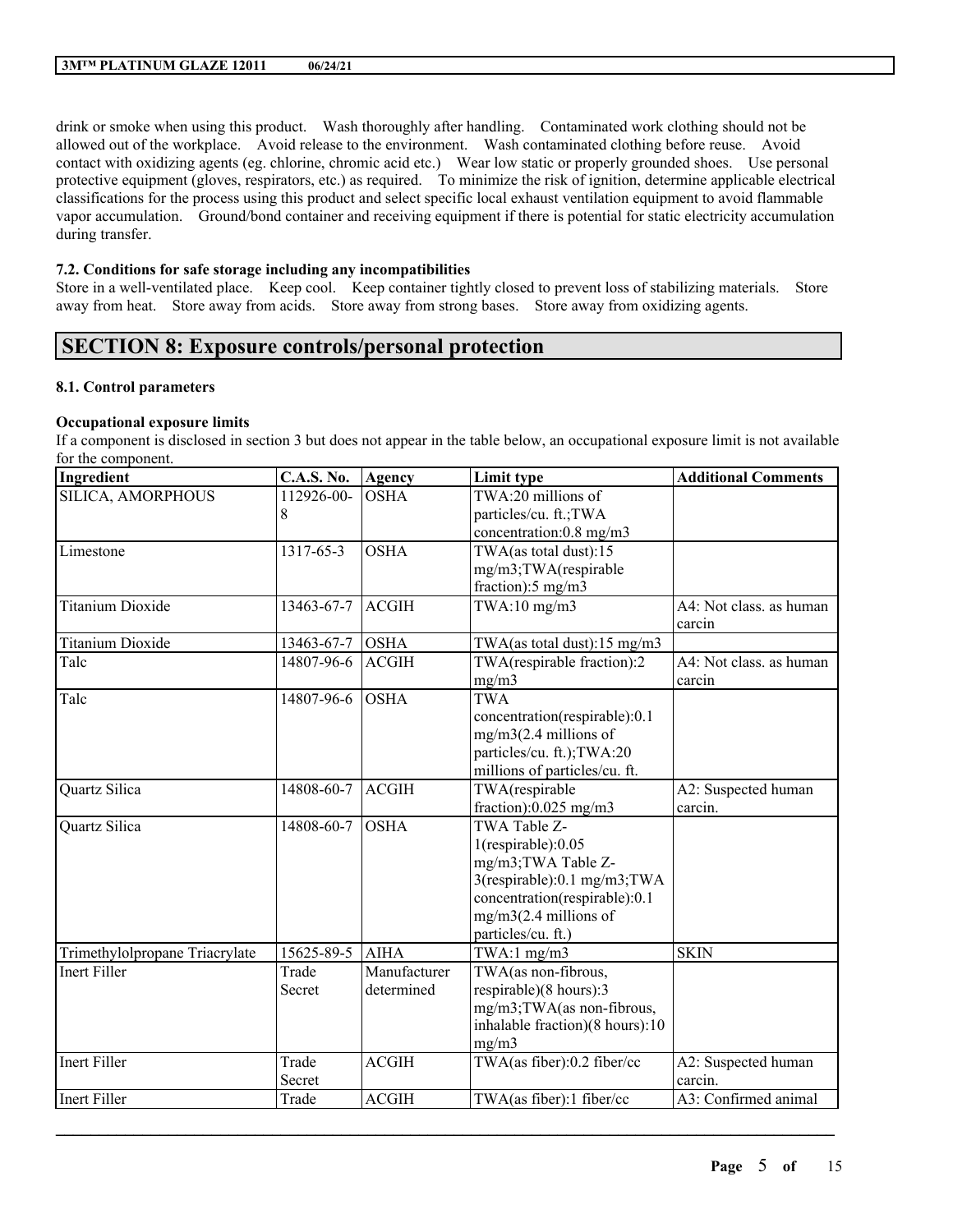drink or smoke when using this product. Wash thoroughly after handling. Contaminated work clothing should not be allowed out of the workplace. Avoid release to the environment. Wash contaminated clothing before reuse. Avoid contact with oxidizing agents (eg. chlorine, chromic acid etc.) Wear low static or properly grounded shoes. Use personal protective equipment (gloves, respirators, etc.) as required. To minimize the risk of ignition, determine applicable electrical classifications for the process using this product and select specific local exhaust ventilation equipment to avoid flammable vapor accumulation. Ground/bond container and receiving equipment if there is potential for static electricity accumulation during transfer.

### 7.2. Conditions for safe storage including any incompatibilities

Store in a well-ventilated place. Keep cool. Keep container tightly closed to prevent loss of stabilizing materials. Store away from heat. Store away from acids. Store away from strong bases. Store away from oxidizing agents.

## SECTION 8: Exposure controls/personal protection

### 8.1. Control parameters

**Occupational exposure limits**

If a component is disclosed in section 3 but does not appear in the table below, an occupational exposure limit is not available for the component.

| Ingredient | C.A.S. No. | Agency | Limit type | Additional Comments |
|---|---|---|---|---|
| SILICA, AMORPHOUS | 112926-00-8 | OSHA | TWA:20 millions of particles/cu. ft.;TWA concentration:0.8 mg/m3 | |
| Limestone | 1317-65-3 | OSHA | TWA(as total dust):15 mg/m3;TWA(respirable fraction):5 mg/m3 | |
| Titanium Dioxide | 13463-67-7 | ACGIH | TWA:10 mg/m3 | A4: Not class. as human carcin |
| Titanium Dioxide | 13463-67-7 | OSHA | TWA(as total dust):15 mg/m3 | |
| Talc | 14807-96-6 | ACGIH | TWA(respirable fraction):2 mg/m3 | A4: Not class. as human carcin |
| Talc | 14807-96-6 | OSHA | TWA concentration(respirable):0.1 mg/m3(2.4 millions of particles/cu. ft.);TWA:20 millions of particles/cu. ft. | |
| Quartz Silica | 14808-60-7 | ACGIH | TWA(respirable fraction):0.025 mg/m3 | A2: Suspected human carcin. |
| Quartz Silica | 14808-60-7 | OSHA | TWA Table Z-1(respirable):0.05 mg/m3;TWA Table Z-3(respirable):0.1 mg/m3;TWA concentration(respirable):0.1 mg/m3(2.4 millions of particles/cu. ft.) | |
| Trimethylolpropane Triacrylate | 15625-89-5 | AIHA | TWA:1 mg/m3 | SKIN |
| Inert Filler | Trade Secret | Manufacturer determined | TWA(as non-fibrous, respirable)(8 hours):3 mg/m3;TWA(as non-fibrous, inhalable fraction)(8 hours):10 mg/m3 | |
| Inert Filler | Trade Secret | ACGIH | TWA(as fiber):0.2 fiber/cc | A2: Suspected human carcin. |
| Inert Filler | Trade | ACGIH | TWA(as fiber):1 fiber/cc | A3: Confirmed animal |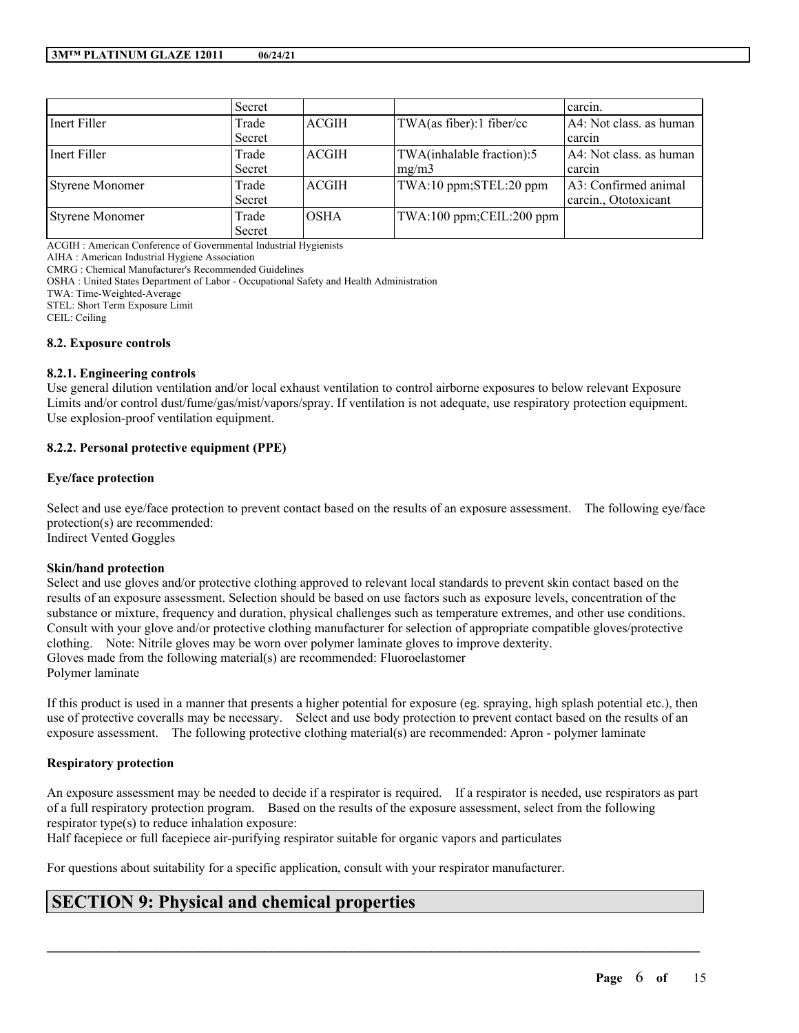| | | | | |
|---|---|---|---|---|
| | Secret | | | carcin. |
| Inert Filler | Trade Secret | ACGIH | TWA(as fiber):1 fiber/cc | A4: Not class. as human carcin |
| Inert Filler | Trade Secret | ACGIH | TWA(inhalable fraction):5 mg/m3 | A4: Not class. as human carcin |
| Styrene Monomer | Trade Secret | ACGIH | TWA:10 ppm;STEL:20 ppm | A3: Confirmed animal carcin., Ototoxicant |
| Styrene Monomer | Trade Secret | OSHA | TWA:100 ppm;CEIL:200 ppm | |

ACGIH : American Conference of Governmental Industrial Hygienists
AIHA : American Industrial Hygiene Association
CMRG : Chemical Manufacturer's Recommended Guidelines
OSHA : United States Department of Labor - Occupational Safety and Health Administration
TWA: Time-Weighted-Average
STEL: Short Term Exposure Limit
CEIL: Ceiling

### 8.2. Exposure controls

#### 8.2.1. Engineering controls

Use general dilution ventilation and/or local exhaust ventilation to control airborne exposures to below relevant Exposure Limits and/or control dust/fume/gas/mist/vapors/spray. If ventilation is not adequate, use respiratory protection equipment. Use explosion-proof ventilation equipment.

#### 8.2.2. Personal protective equipment (PPE)

**Eye/face protection**

Select and use eye/face protection to prevent contact based on the results of an exposure assessment. The following eye/face protection(s) are recommended:
Indirect Vented Goggles

**Skin/hand protection**

Select and use gloves and/or protective clothing approved to relevant local standards to prevent skin contact based on the results of an exposure assessment. Selection should be based on use factors such as exposure levels, concentration of the substance or mixture, frequency and duration, physical challenges such as temperature extremes, and other use conditions. Consult with your glove and/or protective clothing manufacturer for selection of appropriate compatible gloves/protective clothing. Note: Nitrile gloves may be worn over polymer laminate gloves to improve dexterity.
Gloves made from the following material(s) are recommended: Fluoroelastomer
Polymer laminate

If this product is used in a manner that presents a higher potential for exposure (eg. spraying, high splash potential etc.), then use of protective coveralls may be necessary. Select and use body protection to prevent contact based on the results of an exposure assessment. The following protective clothing material(s) are recommended: Apron - polymer laminate

**Respiratory protection**

An exposure assessment may be needed to decide if a respirator is required. If a respirator is needed, use respirators as part of a full respiratory protection program. Based on the results of the exposure assessment, select from the following respirator type(s) to reduce inhalation exposure:
Half facepiece or full facepiece air-purifying respirator suitable for organic vapors and particulates

For questions about suitability for a specific application, consult with your respirator manufacturer.

## SECTION 9: Physical and chemical properties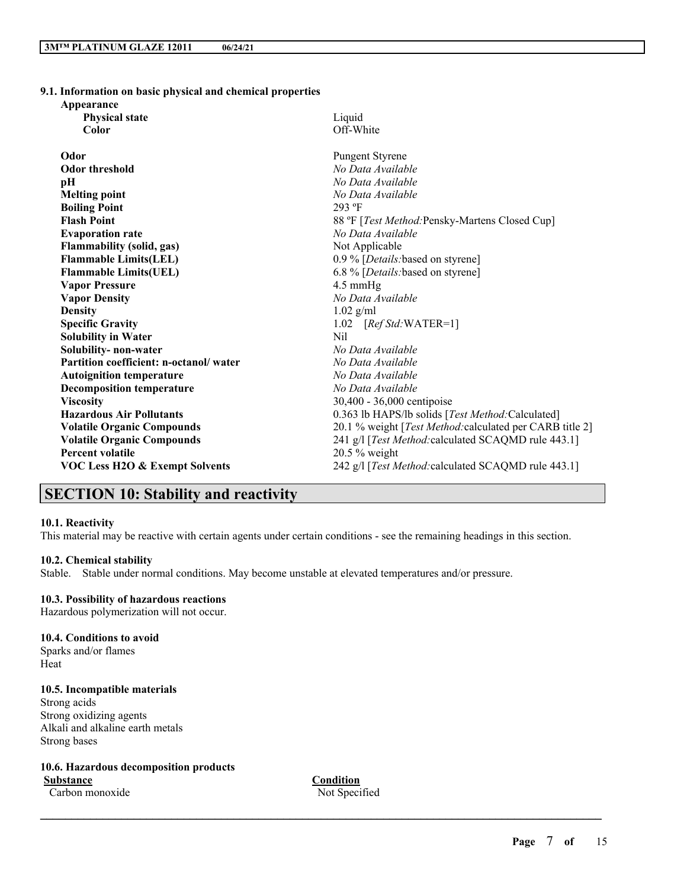### 9.1. Information on basic physical and chemical properties

| | |
|---|---|
| **Appearance** | |
| **Physical state** | Liquid |
| **Color** | Off-White |
| **Odor** | Pungent Styrene |
| **Odor threshold** | *No Data Available* |
| **pH** | *No Data Available* |
| **Melting point** | *No Data Available* |
| **Boiling Point** | 293 ºF |
| **Flash Point** | 88 ºF [*Test Method:*Pensky-Martens Closed Cup] |
| **Evaporation rate** | *No Data Available* |
| **Flammability (solid, gas)** | Not Applicable |
| **Flammable Limits(LEL)** | 0.9 % [*Details:*based on styrene] |
| **Flammable Limits(UEL)** | 6.8 % [*Details:*based on styrene] |
| **Vapor Pressure** | 4.5 mmHg |
| **Vapor Density** | *No Data Available* |
| **Density** | 1.02 g/ml |
| **Specific Gravity** | 1.02 [*Ref Std:*WATER=1] |
| **Solubility in Water** | Nil |
| **Solubility- non-water** | *No Data Available* |
| **Partition coefficient: n-octanol/ water** | *No Data Available* |
| **Autoignition temperature** | *No Data Available* |
| **Decomposition temperature** | *No Data Available* |
| **Viscosity** | 30,400 - 36,000 centipoise |
| **Hazardous Air Pollutants** | 0.363 lb HAPS/lb solids [*Test Method:*Calculated] |
| **Volatile Organic Compounds** | 20.1 % weight [*Test Method:*calculated per CARB title 2] |
| **Volatile Organic Compounds** | 241 g/l [*Test Method:*calculated SCAQMD rule 443.1] |
| **Percent volatile** | 20.5 % weight |
| **VOC Less H2O & Exempt Solvents** | 242 g/l [*Test Method:*calculated SCAQMD rule 443.1] |

## SECTION 10: Stability and reactivity

### 10.1. Reactivity
This material may be reactive with certain agents under certain conditions - see the remaining headings in this section.

### 10.2. Chemical stability
Stable. Stable under normal conditions. May become unstable at elevated temperatures and/or pressure.

### 10.3. Possibility of hazardous reactions
Hazardous polymerization will not occur.

### 10.4. Conditions to avoid
Sparks and/or flames
Heat

### 10.5. Incompatible materials
Strong acids
Strong oxidizing agents
Alkali and alkaline earth metals
Strong bases

### 10.6. Hazardous decomposition products

| Substance | Condition |
|---|---|
| Carbon monoxide | Not Specified |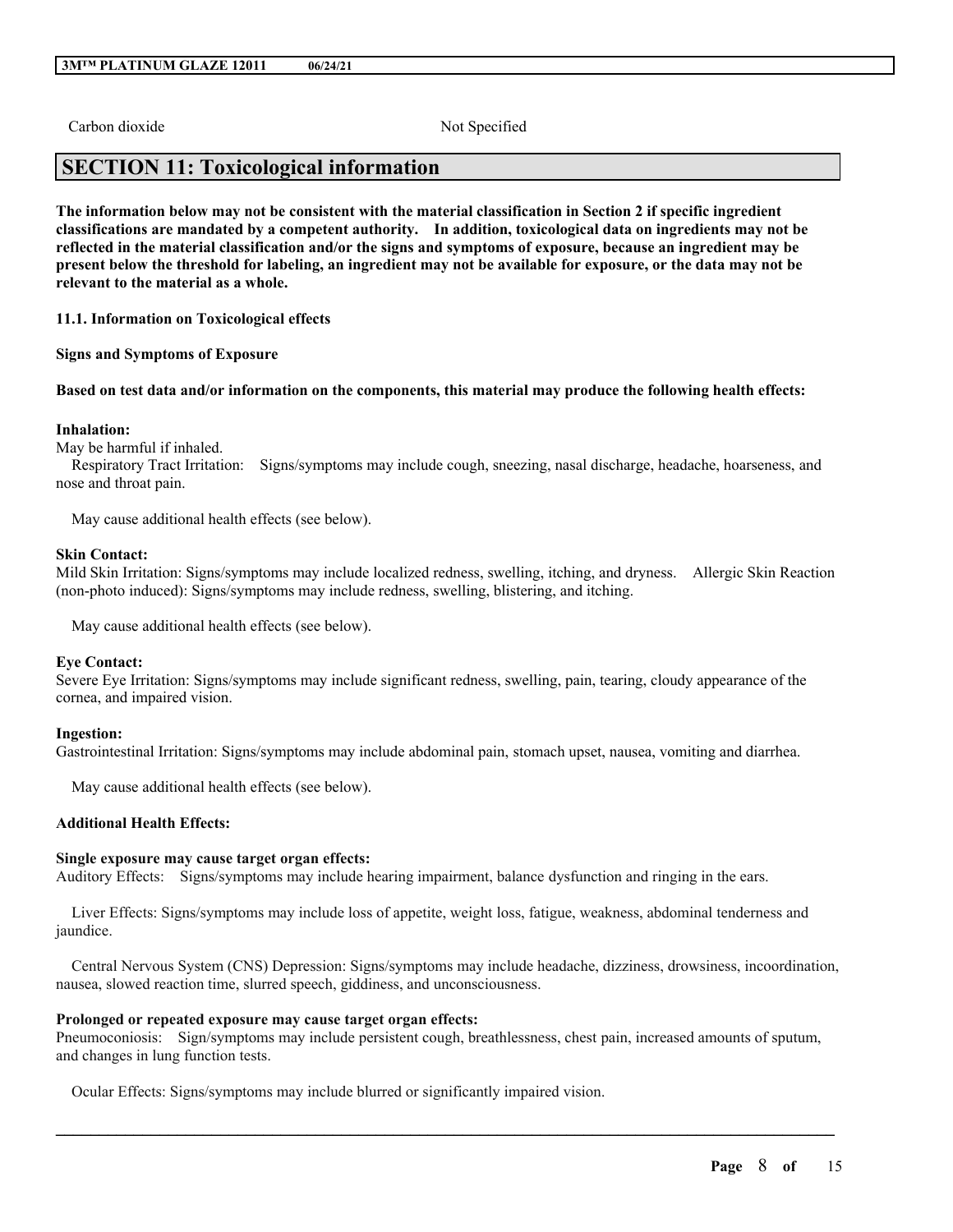| | |
| --- | --- |
| Carbon dioxide | Not Specified |

## SECTION 11: Toxicological information

**The information below may not be consistent with the material classification in Section 2 if specific ingredient classifications are mandated by a competent authority. In addition, toxicological data on ingredients may not be reflected in the material classification and/or the signs and symptoms of exposure, because an ingredient may be present below the threshold for labeling, an ingredient may not be available for exposure, or the data may not be relevant to the material as a whole.**

**11.1. Information on Toxicological effects**

**Signs and Symptoms of Exposure**

**Based on test data and/or information on the components, this material may produce the following health effects:**

**Inhalation:**

May be harmful if inhaled.

Respiratory Tract Irritation: Signs/symptoms may include cough, sneezing, nasal discharge, headache, hoarseness, and nose and throat pain.

May cause additional health effects (see below).

**Skin Contact:**

Mild Skin Irritation: Signs/symptoms may include localized redness, swelling, itching, and dryness. Allergic Skin Reaction (non-photo induced): Signs/symptoms may include redness, swelling, blistering, and itching.

May cause additional health effects (see below).

**Eye Contact:**

Severe Eye Irritation: Signs/symptoms may include significant redness, swelling, pain, tearing, cloudy appearance of the cornea, and impaired vision.

**Ingestion:**

Gastrointestinal Irritation: Signs/symptoms may include abdominal pain, stomach upset, nausea, vomiting and diarrhea.

May cause additional health effects (see below).

**Additional Health Effects:**

**Single exposure may cause target organ effects:**

Auditory Effects: Signs/symptoms may include hearing impairment, balance dysfunction and ringing in the ears.

Liver Effects: Signs/symptoms may include loss of appetite, weight loss, fatigue, weakness, abdominal tenderness and jaundice.

Central Nervous System (CNS) Depression: Signs/symptoms may include headache, dizziness, drowsiness, incoordination, nausea, slowed reaction time, slurred speech, giddiness, and unconsciousness.

**Prolonged or repeated exposure may cause target organ effects:**

Pneumoconiosis: Sign/symptoms may include persistent cough, breathlessness, chest pain, increased amounts of sputum, and changes in lung function tests.

Ocular Effects: Signs/symptoms may include blurred or significantly impaired vision.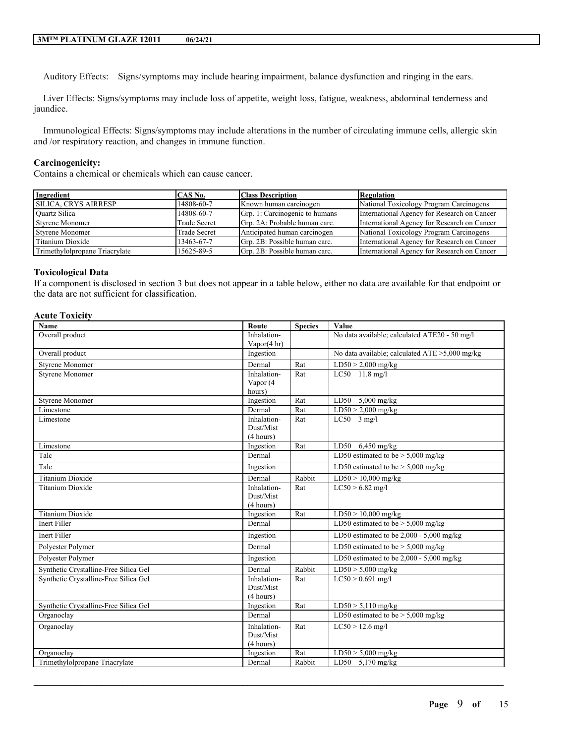Auditory Effects: Signs/symptoms may include hearing impairment, balance dysfunction and ringing in the ears.

Liver Effects: Signs/symptoms may include loss of appetite, weight loss, fatigue, weakness, abdominal tenderness and jaundice.

Immunological Effects: Signs/symptoms may include alterations in the number of circulating immune cells, allergic skin and /or respiratory reaction, and changes in immune function.

**Carcinogenicity:**

Contains a chemical or chemicals which can cause cancer.

| Ingredient | CAS No. | Class Description | Regulation |
|---|---|---|---|
| SILICA, CRYS AIRRESP | 14808-60-7 | Known human carcinogen | National Toxicology Program Carcinogens |
| Quartz Silica | 14808-60-7 | Grp. 1: Carcinogenic to humans | International Agency for Research on Cancer |
| Styrene Monomer | Trade Secret | Grp. 2A: Probable human carc. | International Agency for Research on Cancer |
| Styrene Monomer | Trade Secret | Anticipated human carcinogen | National Toxicology Program Carcinogens |
| Titanium Dioxide | 13463-67-7 | Grp. 2B: Possible human carc. | International Agency for Research on Cancer |
| Trimethylolpropane Triacrylate | 15625-89-5 | Grp. 2B: Possible human carc. | International Agency for Research on Cancer |

**Toxicological Data**

If a component is disclosed in section 3 but does not appear in a table below, either no data are available for that endpoint or the data are not sufficient for classification.

**Acute Toxicity**

| Name | Route | Species | Value |
|---|---|---|---|
| Overall product | Inhalation-Vapor(4 hr) | | No data available; calculated ATE20 - 50 mg/l |
| Overall product | Ingestion | | No data available; calculated ATE >5,000 mg/kg |
| Styrene Monomer | Dermal | Rat | LD50 > 2,000 mg/kg |
| Styrene Monomer | Inhalation-Vapor (4 hours) | Rat | LC50 11.8 mg/l |
| Styrene Monomer | Ingestion | Rat | LD50 5,000 mg/kg |
| Limestone | Dermal | Rat | LD50 > 2,000 mg/kg |
| Limestone | Inhalation-Dust/Mist (4 hours) | Rat | LC50 3 mg/l |
| Limestone | Ingestion | Rat | LD50 6,450 mg/kg |
| Talc | Dermal | | LD50 estimated to be > 5,000 mg/kg |
| Talc | Ingestion | | LD50 estimated to be > 5,000 mg/kg |
| Titanium Dioxide | Dermal | Rabbit | LD50 > 10,000 mg/kg |
| Titanium Dioxide | Inhalation-Dust/Mist (4 hours) | Rat | LC50 > 6.82 mg/l |
| Titanium Dioxide | Ingestion | Rat | LD50 > 10,000 mg/kg |
| Inert Filler | Dermal | | LD50 estimated to be > 5,000 mg/kg |
| Inert Filler | Ingestion | | LD50 estimated to be 2,000 - 5,000 mg/kg |
| Polyester Polymer | Dermal | | LD50 estimated to be > 5,000 mg/kg |
| Polyester Polymer | Ingestion | | LD50 estimated to be 2,000 - 5,000 mg/kg |
| Synthetic Crystalline-Free Silica Gel | Dermal | Rabbit | LD50 > 5,000 mg/kg |
| Synthetic Crystalline-Free Silica Gel | Inhalation-Dust/Mist (4 hours) | Rat | LC50 > 0.691 mg/l |
| Synthetic Crystalline-Free Silica Gel | Ingestion | Rat | LD50 > 5,110 mg/kg |
| Organoclay | Dermal | | LD50 estimated to be > 5,000 mg/kg |
| Organoclay | Inhalation-Dust/Mist (4 hours) | Rat | LC50 > 12.6 mg/l |
| Organoclay | Ingestion | Rat | LD50 > 5,000 mg/kg |
| Trimethylolpropane Triacrylate | Dermal | Rabbit | LD50 5,170 mg/kg |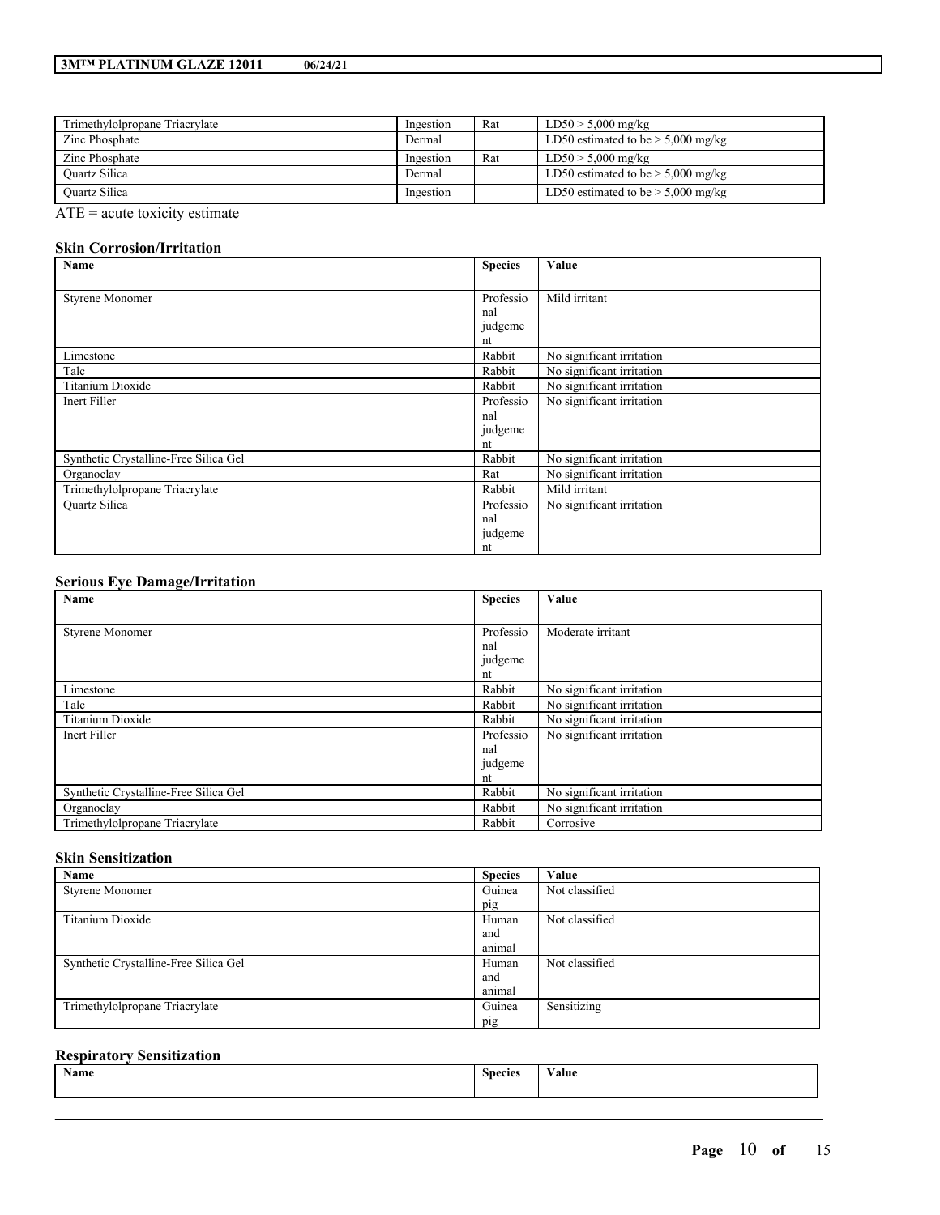| | | | |
|---|---|---|---|
| Trimethylolpropane Triacrylate | Ingestion | Rat | LD50 > 5,000 mg/kg |
| Zinc Phosphate | Dermal | | LD50 estimated to be > 5,000 mg/kg |
| Zinc Phosphate | Ingestion | Rat | LD50 > 5,000 mg/kg |
| Quartz Silica | Dermal | | LD50 estimated to be > 5,000 mg/kg |
| Quartz Silica | Ingestion | | LD50 estimated to be > 5,000 mg/kg |

ATE = acute toxicity estimate

### Skin Corrosion/Irritation

| Name | Species | Value |
|---|---|---|
| Styrene Monomer | Professional judgement | Mild irritant |
| Limestone | Rabbit | No significant irritation |
| Talc | Rabbit | No significant irritation |
| Titanium Dioxide | Rabbit | No significant irritation |
| Inert Filler | Professional judgement | No significant irritation |
| Synthetic Crystalline-Free Silica Gel | Rabbit | No significant irritation |
| Organoclay | Rat | No significant irritation |
| Trimethylolpropane Triacrylate | Rabbit | Mild irritant |
| Quartz Silica | Professional judgement | No significant irritation |

### Serious Eye Damage/Irritation

| Name | Species | Value |
|---|---|---|
| Styrene Monomer | Professional judgement | Moderate irritant |
| Limestone | Rabbit | No significant irritation |
| Talc | Rabbit | No significant irritation |
| Titanium Dioxide | Rabbit | No significant irritation |
| Inert Filler | Professional judgement | No significant irritation |
| Synthetic Crystalline-Free Silica Gel | Rabbit | No significant irritation |
| Organoclay | Rabbit | No significant irritation |
| Trimethylolpropane Triacrylate | Rabbit | Corrosive |

### Skin Sensitization

| Name | Species | Value |
|---|---|---|
| Styrene Monomer | Guinea pig | Not classified |
| Titanium Dioxide | Human and animal | Not classified |
| Synthetic Crystalline-Free Silica Gel | Human and animal | Not classified |
| Trimethylolpropane Triacrylate | Guinea pig | Sensitizing |

### Respiratory Sensitization

| Name | Species | Value |
|---|---|---|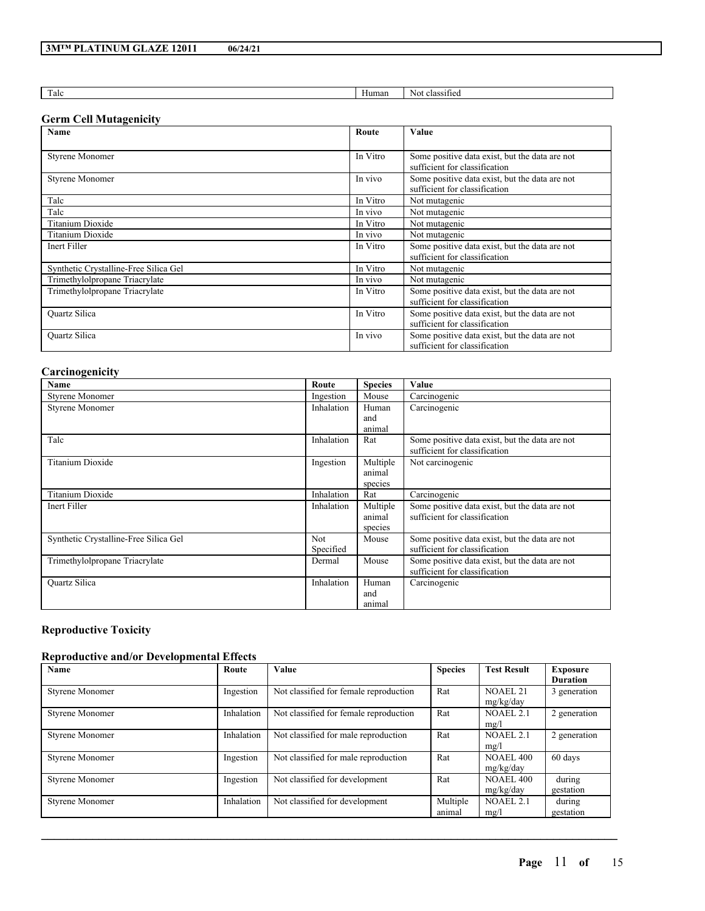| | | |
|---|---|---|
| Talc | Human | Not classified |

### Germ Cell Mutagenicity

| Name | Route | Value |
|---|---|---|
| Styrene Monomer | In Vitro | Some positive data exist, but the data are not sufficient for classification |
| Styrene Monomer | In vivo | Some positive data exist, but the data are not sufficient for classification |
| Talc | In Vitro | Not mutagenic |
| Talc | In vivo | Not mutagenic |
| Titanium Dioxide | In Vitro | Not mutagenic |
| Titanium Dioxide | In vivo | Not mutagenic |
| Inert Filler | In Vitro | Some positive data exist, but the data are not sufficient for classification |
| Synthetic Crystalline-Free Silica Gel | In Vitro | Not mutagenic |
| Trimethylolpropane Triacrylate | In vivo | Not mutagenic |
| Trimethylolpropane Triacrylate | In Vitro | Some positive data exist, but the data are not sufficient for classification |
| Quartz Silica | In Vitro | Some positive data exist, but the data are not sufficient for classification |
| Quartz Silica | In vivo | Some positive data exist, but the data are not sufficient for classification |

### Carcinogenicity

| Name | Route | Species | Value |
|---|---|---|---|
| Styrene Monomer | Ingestion | Mouse | Carcinogenic |
| Styrene Monomer | Inhalation | Human and animal | Carcinogenic |
| Talc | Inhalation | Rat | Some positive data exist, but the data are not sufficient for classification |
| Titanium Dioxide | Ingestion | Multiple animal species | Not carcinogenic |
| Titanium Dioxide | Inhalation | Rat | Carcinogenic |
| Inert Filler | Inhalation | Multiple animal species | Some positive data exist, but the data are not sufficient for classification |
| Synthetic Crystalline-Free Silica Gel | Not Specified | Mouse | Some positive data exist, but the data are not sufficient for classification |
| Trimethylolpropane Triacrylate | Dermal | Mouse | Some positive data exist, but the data are not sufficient for classification |
| Quartz Silica | Inhalation | Human and animal | Carcinogenic |

### Reproductive Toxicity

### Reproductive and/or Developmental Effects

| Name | Route | Value | Species | Test Result | Exposure Duration |
|---|---|---|---|---|---|
| Styrene Monomer | Ingestion | Not classified for female reproduction | Rat | NOAEL 21 mg/kg/day | 3 generation |
| Styrene Monomer | Inhalation | Not classified for female reproduction | Rat | NOAEL 2.1 mg/l | 2 generation |
| Styrene Monomer | Inhalation | Not classified for male reproduction | Rat | NOAEL 2.1 mg/l | 2 generation |
| Styrene Monomer | Ingestion | Not classified for male reproduction | Rat | NOAEL 400 mg/kg/day | 60 days |
| Styrene Monomer | Ingestion | Not classified for development | Rat | NOAEL 400 mg/kg/day | during gestation |
| Styrene Monomer | Inhalation | Not classified for development | Multiple animal | NOAEL 2.1 mg/l | during gestation |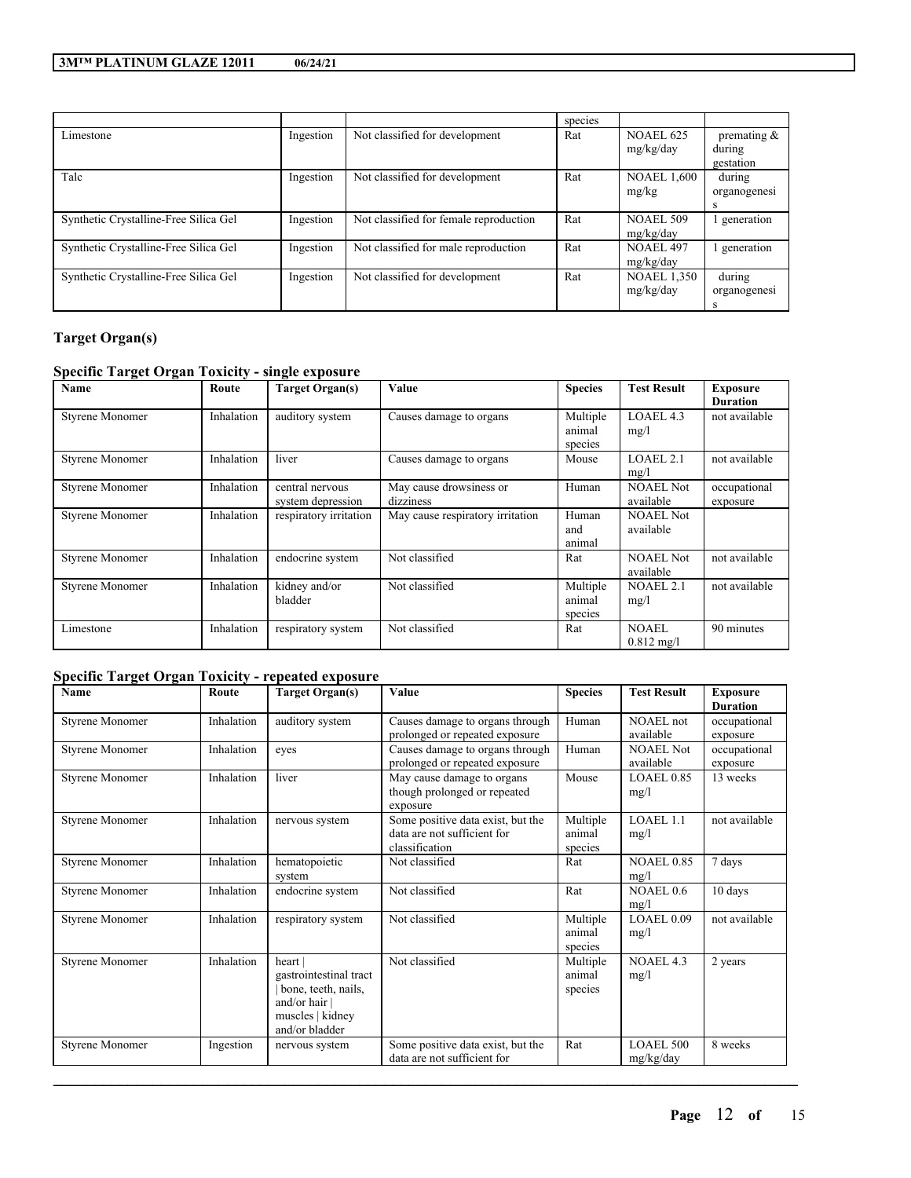| | | | species | | |
|---|---|---|---|---|---|
| Limestone | Ingestion | Not classified for development | Rat | NOAEL 625 mg/kg/day | premating & during gestation |
| Talc | Ingestion | Not classified for development | Rat | NOAEL 1,600 mg/kg | during organogenesis |
| Synthetic Crystalline-Free Silica Gel | Ingestion | Not classified for female reproduction | Rat | NOAEL 509 mg/kg/day | 1 generation |
| Synthetic Crystalline-Free Silica Gel | Ingestion | Not classified for male reproduction | Rat | NOAEL 497 mg/kg/day | 1 generation |
| Synthetic Crystalline-Free Silica Gel | Ingestion | Not classified for development | Rat | NOAEL 1,350 mg/kg/day | during organogenesis |

### Target Organ(s)

#### Specific Target Organ Toxicity - single exposure

| Name | Route | Target Organ(s) | Value | Species | Test Result | Exposure Duration |
|---|---|---|---|---|---|---|
| Styrene Monomer | Inhalation | auditory system | Causes damage to organs | Multiple animal species | LOAEL 4.3 mg/l | not available |
| Styrene Monomer | Inhalation | liver | Causes damage to organs | Mouse | LOAEL 2.1 mg/l | not available |
| Styrene Monomer | Inhalation | central nervous system depression | May cause drowsiness or dizziness | Human | NOAEL Not available | occupational exposure |
| Styrene Monomer | Inhalation | respiratory irritation | May cause respiratory irritation | Human and animal | NOAEL Not available | |
| Styrene Monomer | Inhalation | endocrine system | Not classified | Rat | NOAEL Not available | not available |
| Styrene Monomer | Inhalation | kidney and/or bladder | Not classified | Multiple animal species | NOAEL 2.1 mg/l | not available |
| Limestone | Inhalation | respiratory system | Not classified | Rat | NOAEL 0.812 mg/l | 90 minutes |

#### Specific Target Organ Toxicity - repeated exposure

| Name | Route | Target Organ(s) | Value | Species | Test Result | Exposure Duration |
|---|---|---|---|---|---|---|
| Styrene Monomer | Inhalation | auditory system | Causes damage to organs through prolonged or repeated exposure | Human | NOAEL not available | occupational exposure |
| Styrene Monomer | Inhalation | eyes | Causes damage to organs through prolonged or repeated exposure | Human | NOAEL Not available | occupational exposure |
| Styrene Monomer | Inhalation | liver | May cause damage to organs though prolonged or repeated exposure | Mouse | LOAEL 0.85 mg/l | 13 weeks |
| Styrene Monomer | Inhalation | nervous system | Some positive data exist, but the data are not sufficient for classification | Multiple animal species | LOAEL 1.1 mg/l | not available |
| Styrene Monomer | Inhalation | hematopoietic system | Not classified | Rat | NOAEL 0.85 mg/l | 7 days |
| Styrene Monomer | Inhalation | endocrine system | Not classified | Rat | NOAEL 0.6 mg/l | 10 days |
| Styrene Monomer | Inhalation | respiratory system | Not classified | Multiple animal species | LOAEL 0.09 mg/l | not available |
| Styrene Monomer | Inhalation | heart \| gastrointestinal tract \| bone, teeth, nails, and/or hair \| muscles \| kidney and/or bladder | Not classified | Multiple animal species | NOAEL 4.3 mg/l | 2 years |
| Styrene Monomer | Ingestion | nervous system | Some positive data exist, but the data are not sufficient for | Rat | LOAEL 500 mg/kg/day | 8 weeks |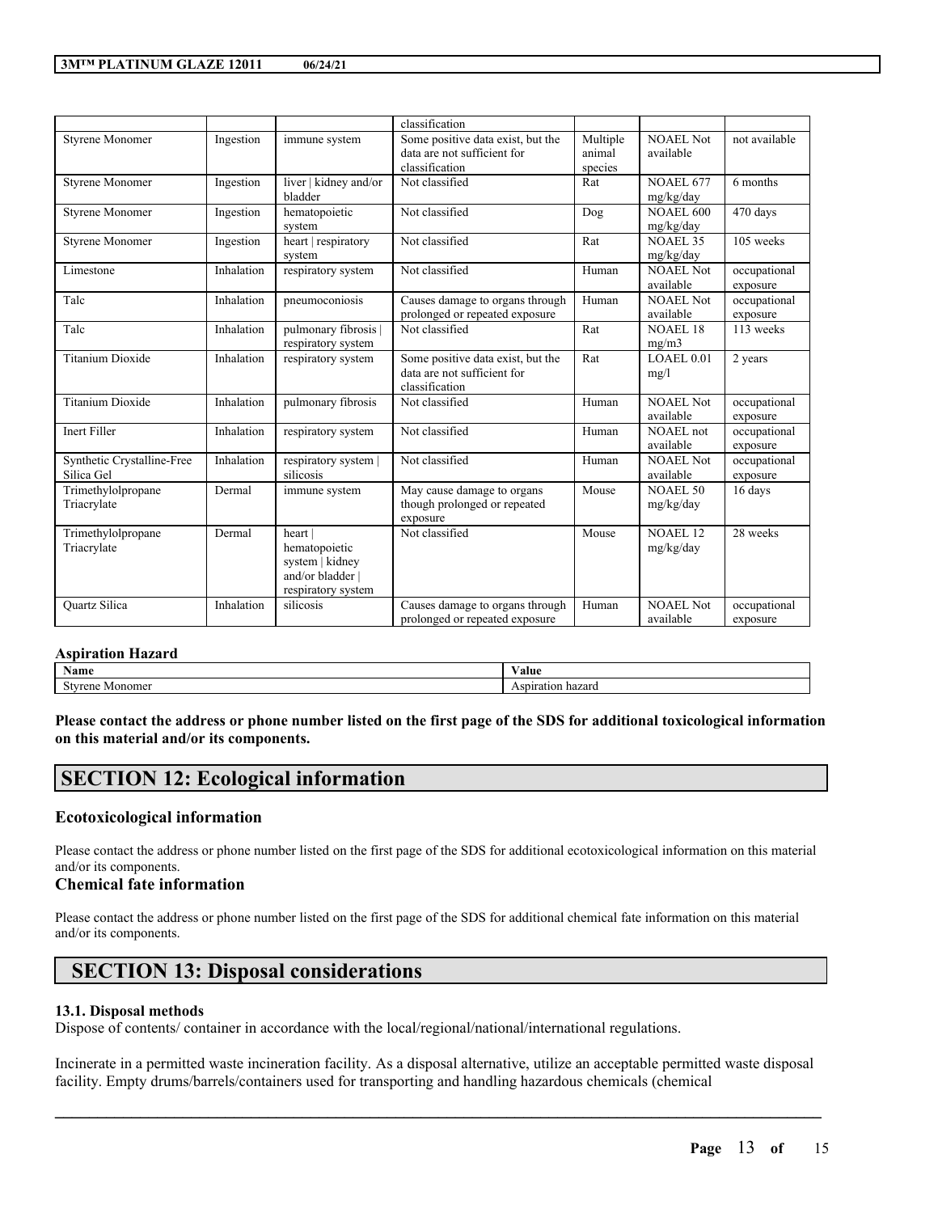| | | | classification | | | |
|---|---|---|---|---|---|---|
| Styrene Monomer | Ingestion | immune system | Some positive data exist, but the data are not sufficient for classification | Multiple animal species | NOAEL Not available | not available |
| Styrene Monomer | Ingestion | liver \| kidney and/or bladder | Not classified | Rat | NOAEL 677 mg/kg/day | 6 months |
| Styrene Monomer | Ingestion | hematopoietic system | Not classified | Dog | NOAEL 600 mg/kg/day | 470 days |
| Styrene Monomer | Ingestion | heart \| respiratory system | Not classified | Rat | NOAEL 35 mg/kg/day | 105 weeks |
| Limestone | Inhalation | respiratory system | Not classified | Human | NOAEL Not available | occupational exposure |
| Talc | Inhalation | pneumoconiosis | Causes damage to organs through prolonged or repeated exposure | Human | NOAEL Not available | occupational exposure |
| Talc | Inhalation | pulmonary fibrosis \| respiratory system | Not classified | Rat | NOAEL 18 mg/m3 | 113 weeks |
| Titanium Dioxide | Inhalation | respiratory system | Some positive data exist, but the data are not sufficient for classification | Rat | LOAEL 0.01 mg/l | 2 years |
| Titanium Dioxide | Inhalation | pulmonary fibrosis | Not classified | Human | NOAEL Not available | occupational exposure |
| Inert Filler | Inhalation | respiratory system | Not classified | Human | NOAEL not available | occupational exposure |
| Synthetic Crystalline-Free Silica Gel | Inhalation | respiratory system \| silicosis | Not classified | Human | NOAEL Not available | occupational exposure |
| Trimethylolpropane Triacrylate | Dermal | immune system | May cause damage to organs though prolonged or repeated exposure | Mouse | NOAEL 50 mg/kg/day | 16 days |
| Trimethylolpropane Triacrylate | Dermal | heart \| hematopoietic system \| kidney and/or bladder \| respiratory system | Not classified | Mouse | NOAEL 12 mg/kg/day | 28 weeks |
| Quartz Silica | Inhalation | silicosis | Causes damage to organs through prolonged or repeated exposure | Human | NOAEL Not available | occupational exposure |

### Aspiration Hazard

| Name | Value |
|---|---|
| Styrene Monomer | Aspiration hazard |

**Please contact the address or phone number listed on the first page of the SDS for additional toxicological information on this material and/or its components.**

## SECTION 12: Ecological information

### Ecotoxicological information

Please contact the address or phone number listed on the first page of the SDS for additional ecotoxicological information on this material and/or its components.

### Chemical fate information

Please contact the address or phone number listed on the first page of the SDS for additional chemical fate information on this material and/or its components.

## SECTION 13: Disposal considerations

#### 13.1. Disposal methods

Dispose of contents/ container in accordance with the local/regional/national/international regulations.

Incinerate in a permitted waste incineration facility. As a disposal alternative, utilize an acceptable permitted waste disposal facility. Empty drums/barrels/containers used for transporting and handling hazardous chemicals (chemical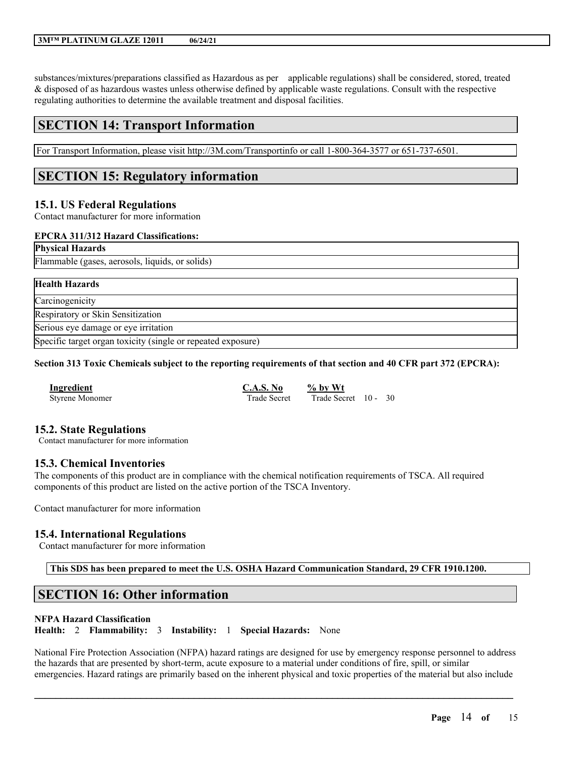substances/mixtures/preparations classified as Hazardous as per applicable regulations) shall be considered, stored, treated & disposed of as hazardous wastes unless otherwise defined by applicable waste regulations. Consult with the respective regulating authorities to determine the available treatment and disposal facilities.

# SECTION 14: Transport Information

For Transport Information, please visit http://3M.com/Transportinfo or call 1-800-364-3577 or 651-737-6501.

# SECTION 15: Regulatory information

## 15.1. US Federal Regulations

Contact manufacturer for more information

**EPCRA 311/312 Hazard Classifications:**

| **Physical Hazards** |
| --- |
| Flammable (gases, aerosols, liquids, or solids) |

| **Health Hazards** |
| --- |
| Carcinogenicity |
| Respiratory or Skin Sensitization |
| Serious eye damage or eye irritation |
| Specific target organ toxicity (single or repeated exposure) |

**Section 313 Toxic Chemicals subject to the reporting requirements of that section and 40 CFR part 372 (EPCRA):**

| Ingredient | C.A.S. No | % by Wt |
| --- | --- | --- |
| Styrene Monomer | Trade Secret | Trade Secret 10 - 30 |

## 15.2. State Regulations

Contact manufacturer for more information

## 15.3. Chemical Inventories

The components of this product are in compliance with the chemical notification requirements of TSCA. All required components of this product are listed on the active portion of the TSCA Inventory.

Contact manufacturer for more information

## 15.4. International Regulations

Contact manufacturer for more information

**This SDS has been prepared to meet the U.S. OSHA Hazard Communication Standard, 29 CFR 1910.1200.**

# SECTION 16: Other information

**NFPA Hazard Classification**

**Health:** 2 **Flammability:** 3 **Instability:** 1 **Special Hazards:** None

National Fire Protection Association (NFPA) hazard ratings are designed for use by emergency response personnel to address the hazards that are presented by short-term, acute exposure to a material under conditions of fire, spill, or similar emergencies. Hazard ratings are primarily based on the inherent physical and toxic properties of the material but also include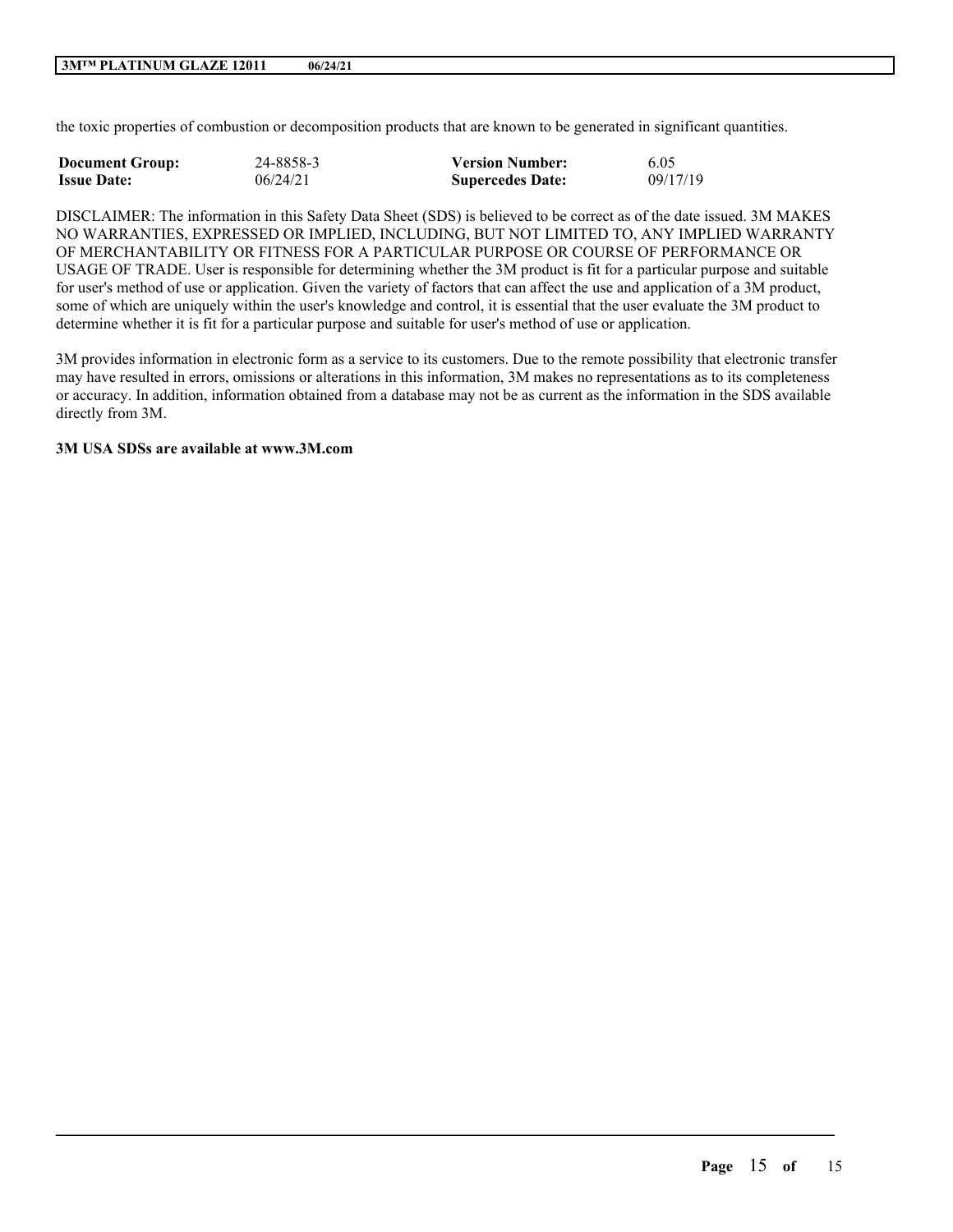the toxic properties of combustion or decomposition products that are known to be generated in significant quantities.

| | | | |
|---|---|---|---|
| **Document Group:** | 24-8858-3 | **Version Number:** | 6.05 |
| **Issue Date:** | 06/24/21 | **Supercedes Date:** | 09/17/19 |

DISCLAIMER: The information in this Safety Data Sheet (SDS) is believed to be correct as of the date issued. 3M MAKES NO WARRANTIES, EXPRESSED OR IMPLIED, INCLUDING, BUT NOT LIMITED TO, ANY IMPLIED WARRANTY OF MERCHANTABILITY OR FITNESS FOR A PARTICULAR PURPOSE OR COURSE OF PERFORMANCE OR USAGE OF TRADE. User is responsible for determining whether the 3M product is fit for a particular purpose and suitable for user's method of use or application. Given the variety of factors that can affect the use and application of a 3M product, some of which are uniquely within the user's knowledge and control, it is essential that the user evaluate the 3M product to determine whether it is fit for a particular purpose and suitable for user's method of use or application.

3M provides information in electronic form as a service to its customers. Due to the remote possibility that electronic transfer may have resulted in errors, omissions or alterations in this information, 3M makes no representations as to its completeness or accuracy. In addition, information obtained from a database may not be as current as the information in the SDS available directly from 3M.

**3M USA SDSs are available at www.3M.com**